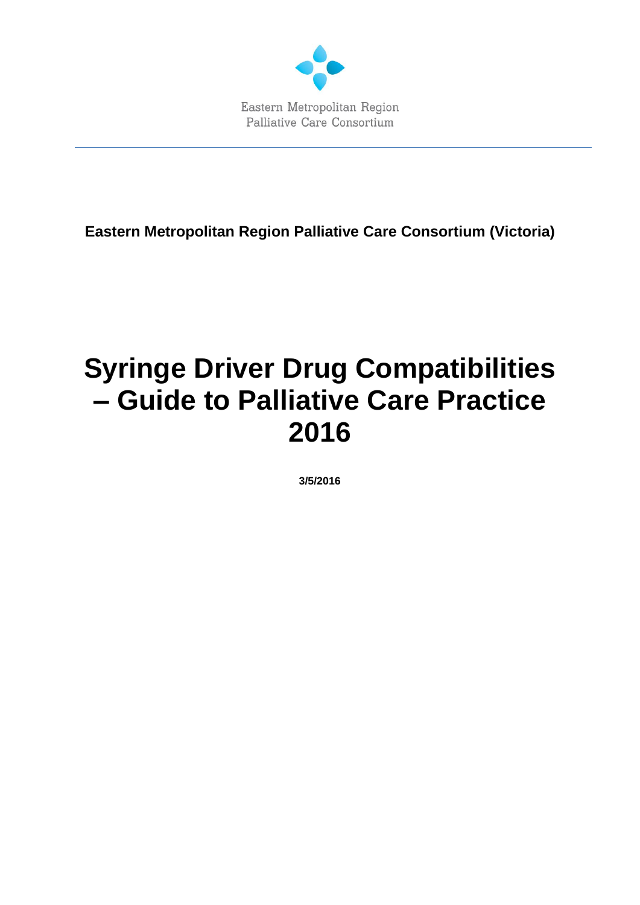Eastern Metropolitan Region
Palliative Care Consortium

**Eastern Metropolitan Region Palliative Care Consortium (Victoria)**

# Syringe Driver Drug Compatibilities – Guide to Palliative Care Practice 2016

**3/5/2016**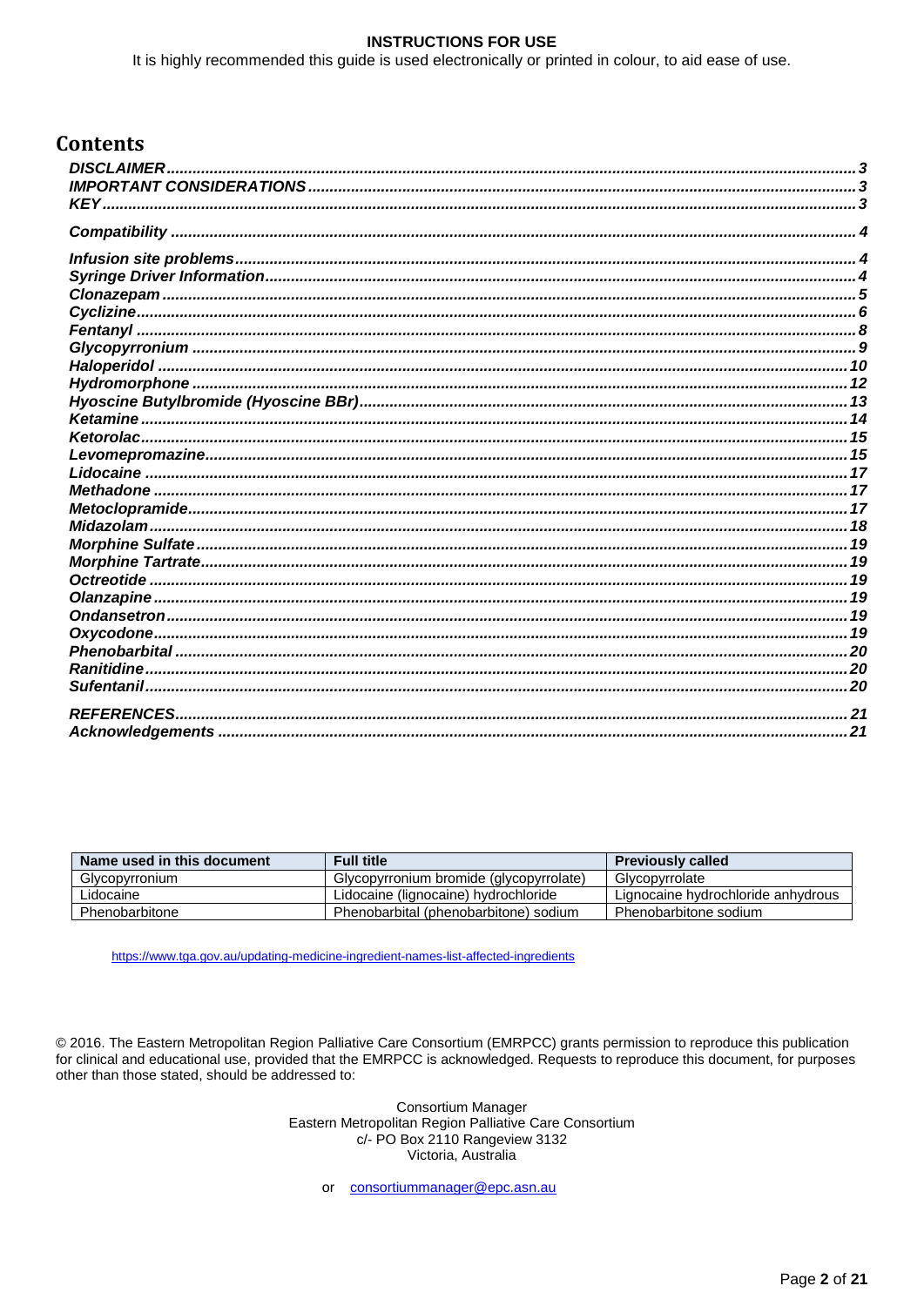**INSTRUCTIONS FOR USE**

It is highly recommended this guide is used electronically or printed in colour, to aid ease of use.

# Contents

- ***DISCLAIMER*** ..... 3
- ***IMPORTANT CONSIDERATIONS*** ..... 3
- ***KEY*** ..... 3
- ***Compatibility*** ..... 4
- ***Infusion site problems*** ..... 4
- ***Syringe Driver Information*** ..... 4
- ***Clonazepam*** ..... 5
- ***Cyclizine*** ..... 6
- ***Fentanyl*** ..... 8
- ***Glycopyrronium*** ..... 9
- ***Haloperidol*** ..... 10
- ***Hydromorphone*** ..... 12
- ***Hyoscine Butylbromide (Hyoscine BBr)*** ..... 13
- ***Ketamine*** ..... 14
- ***Ketorolac*** ..... 15
- ***Levomepromazine*** ..... 15
- ***Lidocaine*** ..... 17
- ***Methadone*** ..... 17
- ***Metoclopramide*** ..... 17
- ***Midazolam*** ..... 18
- ***Morphine Sulfate*** ..... 19
- ***Morphine Tartrate*** ..... 19
- ***Octreotide*** ..... 19
- ***Olanzapine*** ..... 19
- ***Ondansetron*** ..... 19
- ***Oxycodone*** ..... 19
- ***Phenobarbital*** ..... 20
- ***Ranitidine*** ..... 20
- ***Sufentanil*** ..... 20
- ***REFERENCES*** ..... 21
- ***Acknowledgements*** ..... 21

| Name used in this document | Full title | Previously called |
| --- | --- | --- |
| Glycopyrronium | Glycopyrronium bromide (glycopyrrolate) | Glycopyrrolate |
| Lidocaine | Lidocaine (lignocaine) hydrochloride | Lignocaine hydrochloride anhydrous |
| Phenobarbitone | Phenobarbital (phenobarbitone) sodium | Phenobarbitone sodium |

https://www.tga.gov.au/updating-medicine-ingredient-names-list-affected-ingredients

© 2016. The Eastern Metropolitan Region Palliative Care Consortium (EMRPCC) grants permission to reproduce this publication for clinical and educational use, provided that the EMRPCC is acknowledged. Requests to reproduce this document, for purposes other than those stated, should be addressed to:

Consortium Manager
Eastern Metropolitan Region Palliative Care Consortium
c/- PO Box 2110 Rangeview 3132
Victoria, Australia

or consortiummanager@epc.asn.au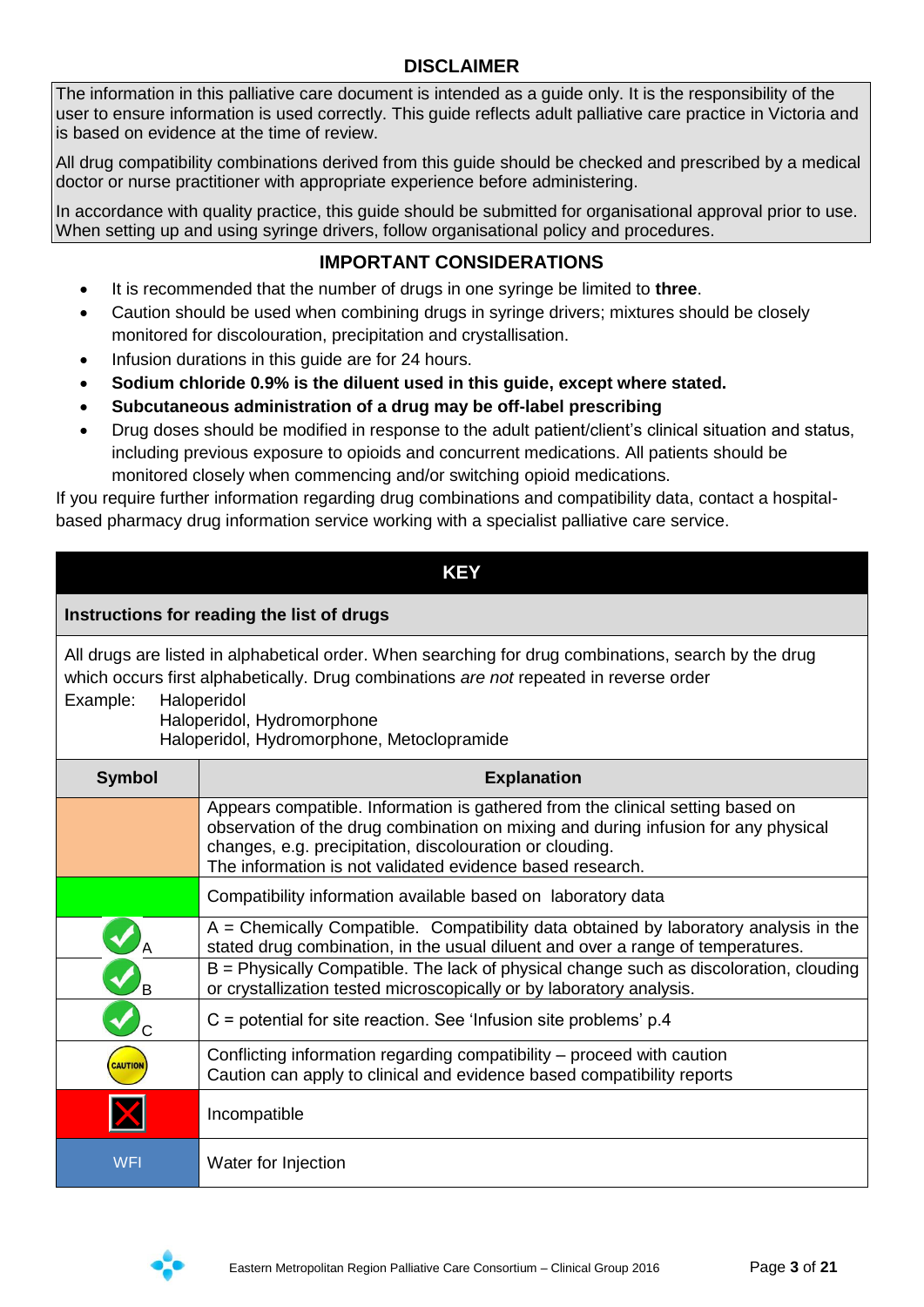## DISCLAIMER

The information in this palliative care document is intended as a guide only. It is the responsibility of the user to ensure information is used correctly. This guide reflects adult palliative care practice in Victoria and is based on evidence at the time of review.

All drug compatibility combinations derived from this guide should be checked and prescribed by a medical doctor or nurse practitioner with appropriate experience before administering.

In accordance with quality practice, this guide should be submitted for organisational approval prior to use. When setting up and using syringe drivers, follow organisational policy and procedures.

## IMPORTANT CONSIDERATIONS

- It is recommended that the number of drugs in one syringe be limited to **three**.
- Caution should be used when combining drugs in syringe drivers; mixtures should be closely monitored for discolouration, precipitation and crystallisation.
- Infusion durations in this guide are for 24 hours.
- **Sodium chloride 0.9% is the diluent used in this guide, except where stated.**
- **Subcutaneous administration of a drug may be off-label prescribing**
- Drug doses should be modified in response to the adult patient/client's clinical situation and status, including previous exposure to opioids and concurrent medications. All patients should be monitored closely when commencing and/or switching opioid medications.

If you require further information regarding drug combinations and compatibility data, contact a hospital-based pharmacy drug information service working with a specialist palliative care service.

## KEY

**Instructions for reading the list of drugs**

All drugs are listed in alphabetical order. When searching for drug combinations, search by the drug which occurs first alphabetically. Drug combinations *are not* repeated in reverse order

Example: Haloperidol
Haloperidol, Hydromorphone
Haloperidol, Hydromorphone, Metoclopramide

| Symbol | Explanation |
|---|---|
| (orange) | Appears compatible. Information is gathered from the clinical setting based on observation of the drug combination on mixing and during infusion for any physical changes, e.g. precipitation, discolouration or clouding. The information is not validated evidence based research. |
| (green) | Compatibility information available based on laboratory data |
| ✔ A | A = Chemically Compatible. Compatibility data obtained by laboratory analysis in the stated drug combination, in the usual diluent and over a range of temperatures. |
| ✔ B | B = Physically Compatible. The lack of physical change such as discoloration, clouding or crystallization tested microscopically or by laboratory analysis. |
| ✔ C | C = potential for site reaction. See 'Infusion site problems' p.4 |
| CAUTION | Conflicting information regarding compatibility – proceed with caution<br>Caution can apply to clinical and evidence based compatibility reports |
| ✘ (red) | Incompatible |
| WFI | Water for Injection |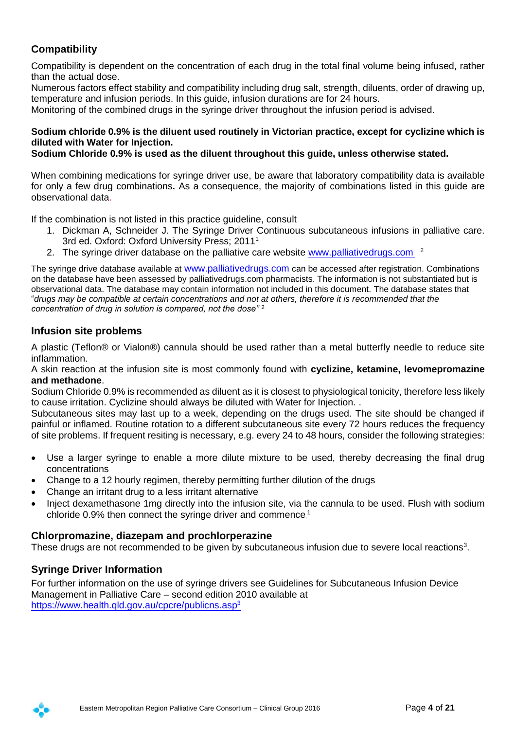## Compatibility

Compatibility is dependent on the concentration of each drug in the total final volume being infused, rather than the actual dose.

Numerous factors effect stability and compatibility including drug salt, strength, diluents, order of drawing up, temperature and infusion periods. In this guide, infusion durations are for 24 hours.

Monitoring of the combined drugs in the syringe driver throughout the infusion period is advised.

**Sodium chloride 0.9% is the diluent used routinely in Victorian practice, except for cyclizine which is diluted with Water for Injection.**

**Sodium Chloride 0.9% is used as the diluent throughout this guide, unless otherwise stated.**

When combining medications for syringe driver use, be aware that laboratory compatibility data is available for only a few drug combinations**.** As a consequence, the majority of combinations listed in this guide are observational data.

If the combination is not listed in this practice guideline, consult

1. Dickman A, Schneider J. The Syringe Driver Continuous subcutaneous infusions in palliative care. 3rd ed. Oxford: Oxford University Press; 2011[1]
2. The syringe driver database on the palliative care website www.palliativedrugs.com [2]

The syringe drive database available at www.palliativedrugs.com can be accessed after registration. Combinations on the database have been assessed by palliativedrugs.com pharmacists. The information is not substantiated but is observational data. The database may contain information not included in this document. The database states that "*drugs may be compatible at certain concentrations and not at others, therefore it is recommended that the concentration of drug in solution is compared, not the dose*" [2]

## Infusion site problems

A plastic (Teflon® or Vialon®) cannula should be used rather than a metal butterfly needle to reduce site inflammation.

A skin reaction at the infusion site is most commonly found with **cyclizine, ketamine, levomepromazine and methadone**.

Sodium Chloride 0.9% is recommended as diluent as it is closest to physiological tonicity, therefore less likely to cause irritation. Cyclizine should always be diluted with Water for Injection. .

Subcutaneous sites may last up to a week, depending on the drugs used. The site should be changed if painful or inflamed. Routine rotation to a different subcutaneous site every 72 hours reduces the frequency of site problems. If frequent resiting is necessary, e.g. every 24 to 48 hours, consider the following strategies:

- Use a larger syringe to enable a more dilute mixture to be used, thereby decreasing the final drug concentrations
- Change to a 12 hourly regimen, thereby permitting further dilution of the drugs
- Change an irritant drug to a less irritant alternative
- Inject dexamethasone 1mg directly into the infusion site, via the cannula to be used. Flush with sodium chloride 0.9% then connect the syringe driver and commence.[1]

## Chlorpromazine, diazepam and prochlorperazine

These drugs are not recommended to be given by subcutaneous infusion due to severe local reactions[3].

## Syringe Driver Information

For further information on the use of syringe drivers see Guidelines for Subcutaneous Infusion Device Management in Palliative Care – second edition 2010 available at https://www.health.qld.gov.au/cpcre/publicns.asp[3]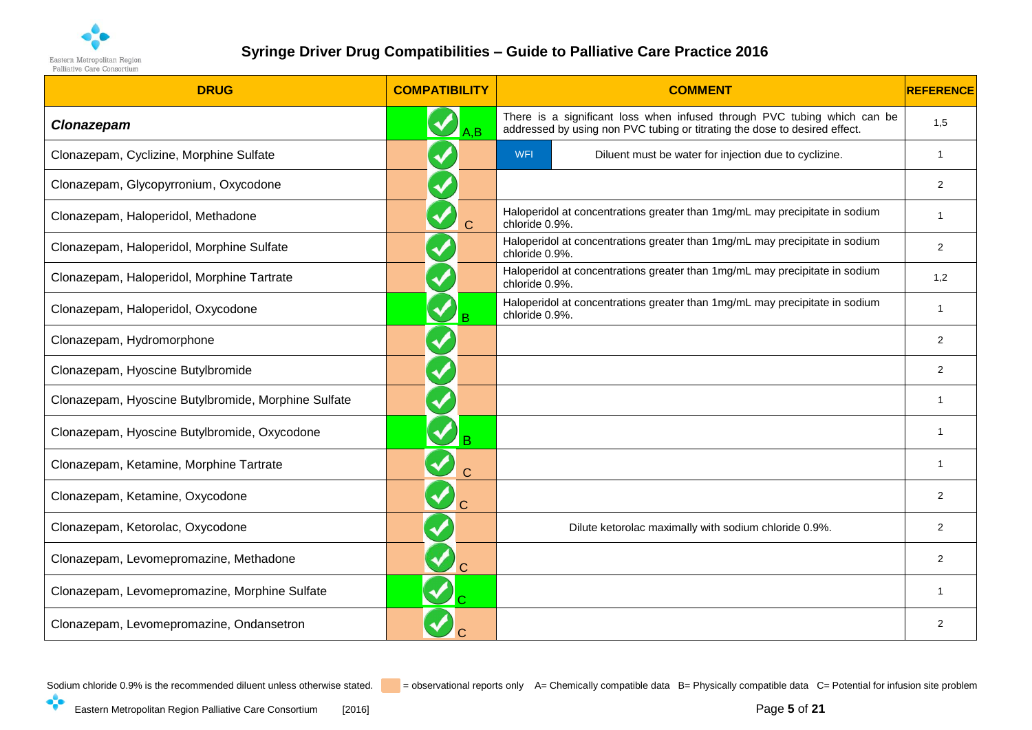# Syringe Driver Drug Compatibilities – Guide to Palliative Care Practice 2016

| DRUG | COMPATIBILITY | COMMENT | REFERENCE |
|---|---|---|---|
| ***Clonazepam*** | ✓ A,B | There is a significant loss when infused through PVC tubing which can be addressed by using non PVC tubing or titrating the dose to desired effect. | 1,5 |
| Clonazepam, Cyclizine, Morphine Sulfate | ✓ | WFI Diluent must be water for injection due to cyclizine. | 1 |
| Clonazepam, Glycopyrronium, Oxycodone | ✓ | | 2 |
| Clonazepam, Haloperidol, Methadone | ✓ C | Haloperidol at concentrations greater than 1mg/mL may precipitate in sodium chloride 0.9%. | 1 |
| Clonazepam, Haloperidol, Morphine Sulfate | ✓ | Haloperidol at concentrations greater than 1mg/mL may precipitate in sodium chloride 0.9%. | 2 |
| Clonazepam, Haloperidol, Morphine Tartrate | ✓ | Haloperidol at concentrations greater than 1mg/mL may precipitate in sodium chloride 0.9%. | 1,2 |
| Clonazepam, Haloperidol, Oxycodone | ✓ B | Haloperidol at concentrations greater than 1mg/mL may precipitate in sodium chloride 0.9%. | 1 |
| Clonazepam, Hydromorphone | ✓ | | 2 |
| Clonazepam, Hyoscine Butylbromide | ✓ | | 2 |
| Clonazepam, Hyoscine Butylbromide, Morphine Sulfate | ✓ | | 1 |
| Clonazepam, Hyoscine Butylbromide, Oxycodone | ✓ B | | 1 |
| Clonazepam, Ketamine, Morphine Tartrate | ✓ C | | 1 |
| Clonazepam, Ketamine, Oxycodone | ✓ C | | 2 |
| Clonazepam, Ketorolac, Oxycodone | ✓ | Dilute ketorolac maximally with sodium chloride 0.9%. | 2 |
| Clonazepam, Levomepromazine, Methadone | ✓ C | | 2 |
| Clonazepam, Levomepromazine, Morphine Sulfate | ✓ C | | 1 |
| Clonazepam, Levomepromazine, Ondansetron | ✓ C | | 2 |

Sodium chloride 0.9% is the recommended diluent unless otherwise stated. [orange shading] = observational reports only A= Chemically compatible data B= Physically compatible data C= Potential for infusion site problem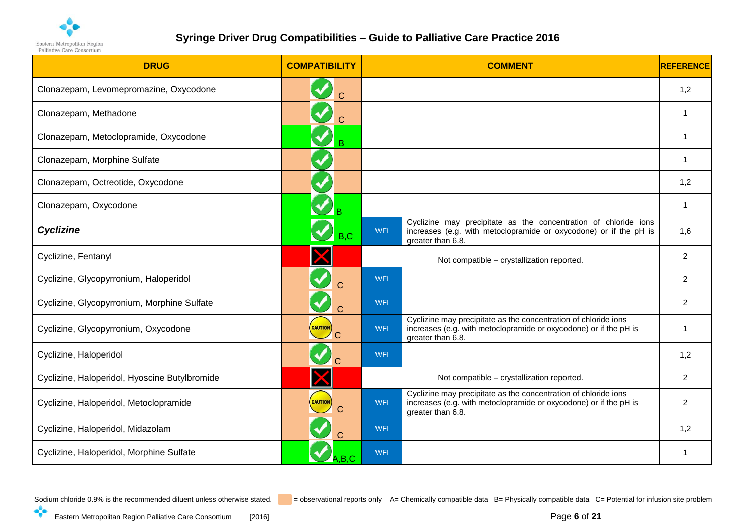# Syringe Driver Drug Compatibilities – Guide to Palliative Care Practice 2016

| DRUG | COMPATIBILITY | COMMENT | | REFERENCE |
|---|---|---|---|---|
| Clonazepam, Levomepromazine, Oxycodone | ✓ C | | | 1,2 |
| Clonazepam, Methadone | ✓ C | | | 1 |
| Clonazepam, Metoclopramide, Oxycodone | ✓ B | | | 1 |
| Clonazepam, Morphine Sulfate | ✓ | | | 1 |
| Clonazepam, Octreotide, Oxycodone | ✓ | | | 1,2 |
| Clonazepam, Oxycodone | ✓ B | | | 1 |
| ***Cyclizine*** | ✓ B,C | WFI | Cyclizine may precipitate as the concentration of chloride ions increases (e.g. with metoclopramide or oxycodone) or if the pH is greater than 6.8. | 1,6 |
| Cyclizine, Fentanyl | ✗ | Not compatible – crystallization reported. | | 2 |
| Cyclizine, Glycopyrronium, Haloperidol | ✓ C | WFI | | 2 |
| Cyclizine, Glycopyrronium, Morphine Sulfate | ✓ C | WFI | | 2 |
| Cyclizine, Glycopyrronium, Oxycodone | CAUTION C | WFI | Cyclizine may precipitate as the concentration of chloride ions increases (e.g. with metoclopramide or oxycodone) or if the pH is greater than 6.8. | 1 |
| Cyclizine, Haloperidol | ✓ C | WFI | | 1,2 |
| Cyclizine, Haloperidol, Hyoscine Butylbromide | ✗ | Not compatible – crystallization reported. | | 2 |
| Cyclizine, Haloperidol, Metoclopramide | CAUTION C | WFI | Cyclizine may precipitate as the concentration of chloride ions increases (e.g. with metoclopramide or oxycodone) or if the pH is greater than 6.8. | 2 |
| Cyclizine, Haloperidol, Midazolam | ✓ C | WFI | | 1,2 |
| Cyclizine, Haloperidol, Morphine Sulfate | ✓ A,B,C | WFI | | 1 |

Sodium chloride 0.9% is the recommended diluent unless otherwise stated. (Orange shading) = observational reports only A= Chemically compatible data B= Physically compatible data C= Potential for infusion site problem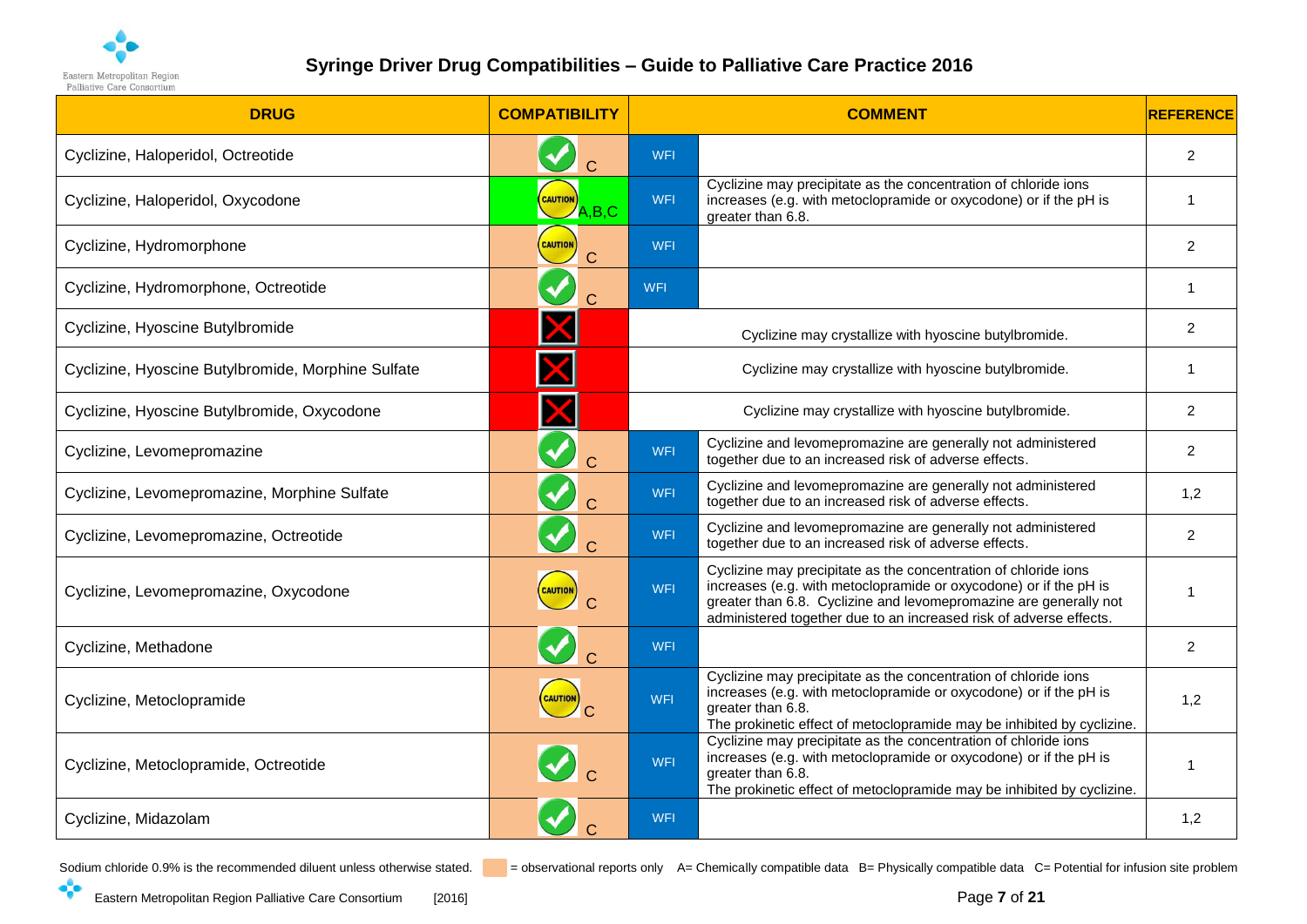# Syringe Driver Drug Compatibilities – Guide to Palliative Care Practice 2016

| DRUG | COMPATIBILITY | COMMENT | | REFERENCE |
|---|---|---|---|---|
| Cyclizine, Haloperidol, Octreotide | ✔ C | WFI | | 2 |
| Cyclizine, Haloperidol, Oxycodone | CAUTION A,B,C | WFI | Cyclizine may precipitate as the concentration of chloride ions increases (e.g. with metoclopramide or oxycodone) or if the pH is greater than 6.8. | 1 |
| Cyclizine, Hydromorphone | CAUTION C | WFI | | 2 |
| Cyclizine, Hydromorphone, Octreotide | ✔ C | WFI | | 1 |
| Cyclizine, Hyoscine Butylbromide | ✘ | Cyclizine may crystallize with hyoscine butylbromide. | | 2 |
| Cyclizine, Hyoscine Butylbromide, Morphine Sulfate | ✘ | Cyclizine may crystallize with hyoscine butylbromide. | | 1 |
| Cyclizine, Hyoscine Butylbromide, Oxycodone | ✘ | Cyclizine may crystallize with hyoscine butylbromide. | | 2 |
| Cyclizine, Levomepromazine | ✔ C | WFI | Cyclizine and levomepromazine are generally not administered together due to an increased risk of adverse effects. | 2 |
| Cyclizine, Levomepromazine, Morphine Sulfate | ✔ C | WFI | Cyclizine and levomepromazine are generally not administered together due to an increased risk of adverse effects. | 1,2 |
| Cyclizine, Levomepromazine, Octreotide | ✔ C | WFI | Cyclizine and levomepromazine are generally not administered together due to an increased risk of adverse effects. | 2 |
| Cyclizine, Levomepromazine, Oxycodone | CAUTION C | WFI | Cyclizine may precipitate as the concentration of chloride ions increases (e.g. with metoclopramide or oxycodone) or if the pH is greater than 6.8. Cyclizine and levomepromazine are generally not administered together due to an increased risk of adverse effects. | 1 |
| Cyclizine, Methadone | ✔ C | WFI | | 2 |
| Cyclizine, Metoclopramide | CAUTION C | WFI | Cyclizine may precipitate as the concentration of chloride ions increases (e.g. with metoclopramide or oxycodone) or if the pH is greater than 6.8. The prokinetic effect of metoclopramide may be inhibited by cyclizine. | 1,2 |
| Cyclizine, Metoclopramide, Octreotide | ✔ C | WFI | Cyclizine may precipitate as the concentration of chloride ions increases (e.g. with metoclopramide or oxycodone) or if the pH is greater than 6.8. The prokinetic effect of metoclopramide may be inhibited by cyclizine. | 1 |
| Cyclizine, Midazolam | ✔ C | WFI | | 1,2 |

Sodium chloride 0.9% is the recommended diluent unless otherwise stated. [shaded] = observational reports only A= Chemically compatible data B= Physically compatible data C= Potential for infusion site problem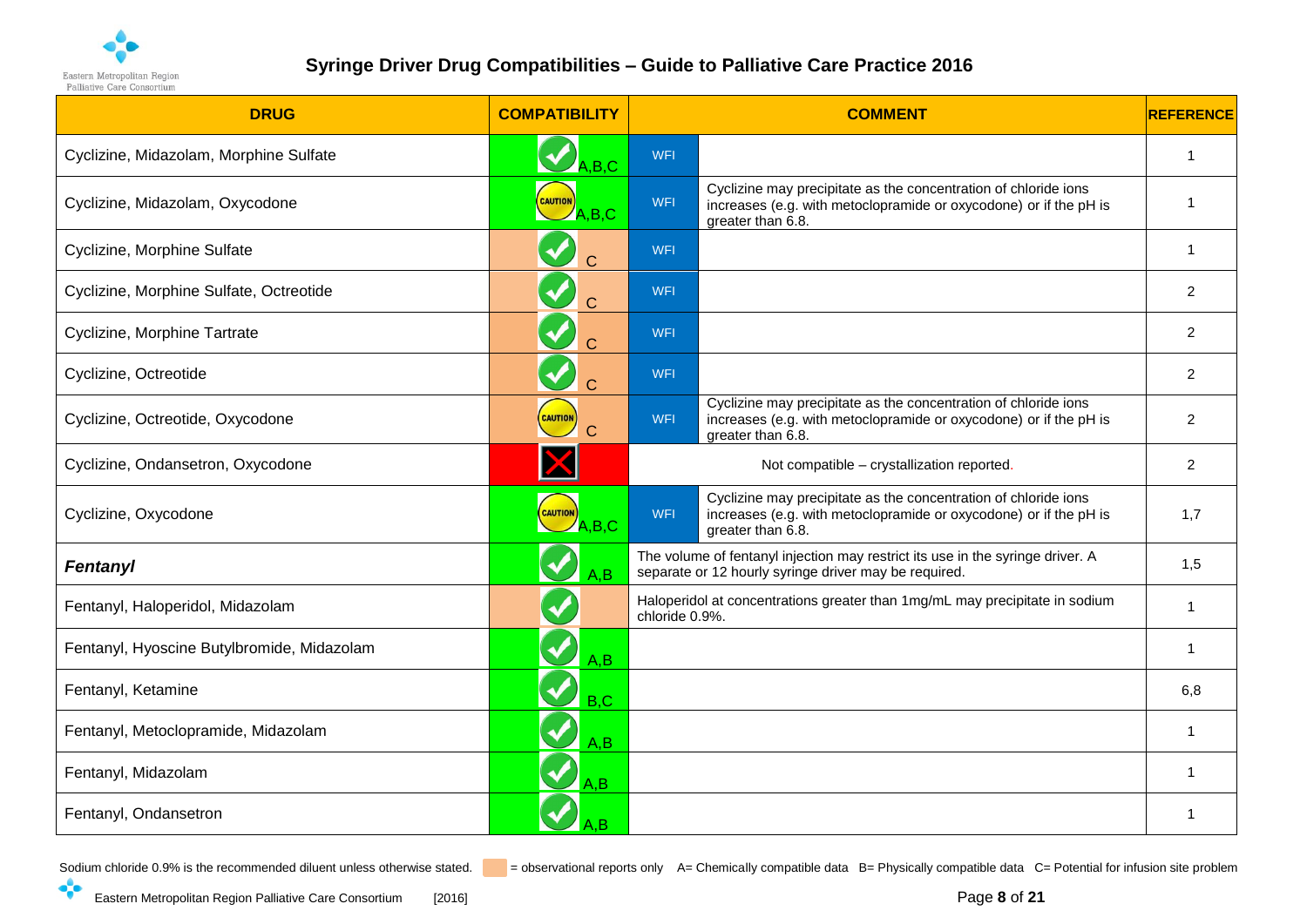# Syringe Driver Drug Compatibilities – Guide to Palliative Care Practice 2016

| DRUG | COMPATIBILITY | COMMENT | | REFERENCE |
|---|---|---|---|---|
| Cyclizine, Midazolam, Morphine Sulfate | ✓ A,B,C | WFI | | 1 |
| Cyclizine, Midazolam, Oxycodone | CAUTION A,B,C | WFI | Cyclizine may precipitate as the concentration of chloride ions increases (e.g. with metoclopramide or oxycodone) or if the pH is greater than 6.8. | 1 |
| Cyclizine, Morphine Sulfate | ✓ C | WFI | | 1 |
| Cyclizine, Morphine Sulfate, Octreotide | ✓ C | WFI | | 2 |
| Cyclizine, Morphine Tartrate | ✓ C | WFI | | 2 |
| Cyclizine, Octreotide | ✓ C | WFI | | 2 |
| Cyclizine, Octreotide, Oxycodone | CAUTION C | WFI | Cyclizine may precipitate as the concentration of chloride ions increases (e.g. with metoclopramide or oxycodone) or if the pH is greater than 6.8. | 2 |
| Cyclizine, Ondansetron, Oxycodone | ✗ | Not compatible – crystallization reported. | | 2 |
| Cyclizine, Oxycodone | CAUTION A,B,C | WFI | Cyclizine may precipitate as the concentration of chloride ions increases (e.g. with metoclopramide or oxycodone) or if the pH is greater than 6.8. | 1,7 |
| ***Fentanyl*** | ✓ A,B | The volume of fentanyl injection may restrict its use in the syringe driver. A separate or 12 hourly syringe driver may be required. | | 1,5 |
| Fentanyl, Haloperidol, Midazolam | ✓ | Haloperidol at concentrations greater than 1mg/mL may precipitate in sodium chloride 0.9%. | | 1 |
| Fentanyl, Hyoscine Butylbromide, Midazolam | ✓ A,B | | | 1 |
| Fentanyl, Ketamine | ✓ B,C | | | 6,8 |
| Fentanyl, Metoclopramide, Midazolam | ✓ A,B | | | 1 |
| Fentanyl, Midazolam | ✓ A,B | | | 1 |
| Fentanyl, Ondansetron | ✓ A,B | | | 1 |

Sodium chloride 0.9% is the recommended diluent unless otherwise stated. (light orange shading) = observational reports only A= Chemically compatible data B= Physically compatible data C= Potential for infusion site problem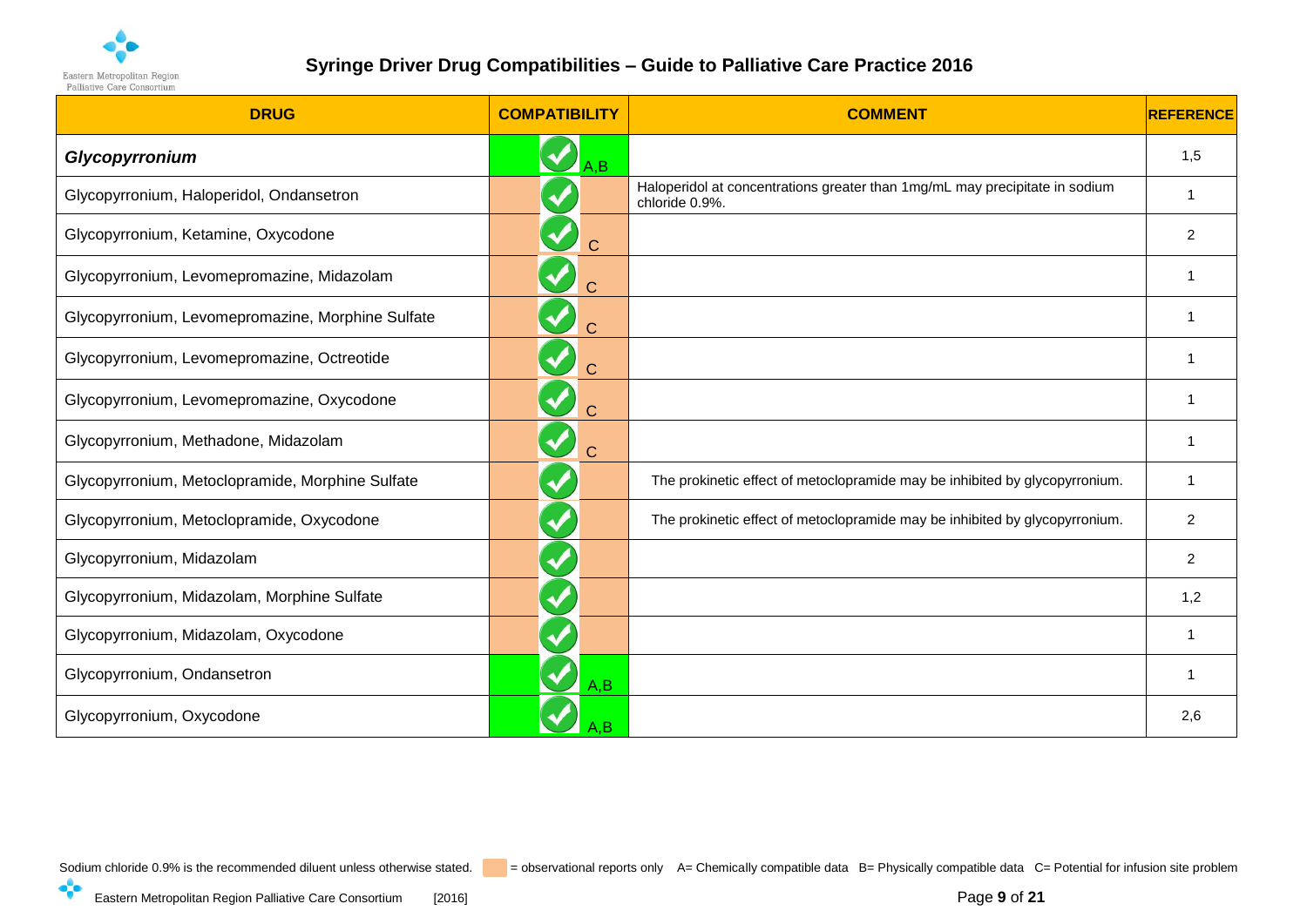# Syringe Driver Drug Compatibilities – Guide to Palliative Care Practice 2016

| DRUG | COMPATIBILITY | COMMENT | REFERENCE |
|---|---|---|---|
| ***Glycopyrronium*** | ✓ A,B | | 1,5 |
| Glycopyrronium, Haloperidol, Ondansetron | ✓ | Haloperidol at concentrations greater than 1mg/mL may precipitate in sodium chloride 0.9%. | 1 |
| Glycopyrronium, Ketamine, Oxycodone | ✓ C | | 2 |
| Glycopyrronium, Levomepromazine, Midazolam | ✓ C | | 1 |
| Glycopyrronium, Levomepromazine, Morphine Sulfate | ✓ C | | 1 |
| Glycopyrronium, Levomepromazine, Octreotide | ✓ C | | 1 |
| Glycopyrronium, Levomepromazine, Oxycodone | ✓ C | | 1 |
| Glycopyrronium, Methadone, Midazolam | ✓ C | | 1 |
| Glycopyrronium, Metoclopramide, Morphine Sulfate | ✓ | The prokinetic effect of metoclopramide may be inhibited by glycopyrronium. | 1 |
| Glycopyrronium, Metoclopramide, Oxycodone | ✓ | The prokinetic effect of metoclopramide may be inhibited by glycopyrronium. | 2 |
| Glycopyrronium, Midazolam | ✓ | | 2 |
| Glycopyrronium, Midazolam, Morphine Sulfate | ✓ | | 1,2 |
| Glycopyrronium, Midazolam, Oxycodone | ✓ | | 1 |
| Glycopyrronium, Ondansetron | ✓ A,B | | 1 |
| Glycopyrronium, Oxycodone | ✓ A,B | | 2,6 |

Sodium chloride 0.9% is the recommended diluent unless otherwise stated. (orange shading) = observational reports only A= Chemically compatible data B= Physically compatible data C= Potential for infusion site problem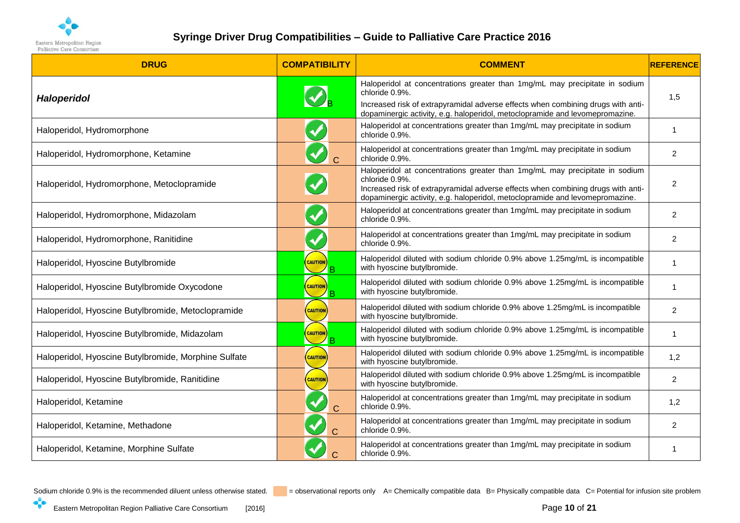# Syringe Driver Drug Compatibilities – Guide to Palliative Care Practice 2016

| DRUG | COMPATIBILITY | COMMENT | REFERENCE |
|---|---|---|---|
| ***Haloperidol*** | ✓ B | Haloperidol at concentrations greater than 1mg/mL may precipitate in sodium chloride 0.9%. Increased risk of extrapyramidal adverse effects when combining drugs with anti-dopaminergic activity, e.g. haloperidol, metoclopramide and levomepromazine. | 1,5 |
| Haloperidol, Hydromorphone | ✓ | Haloperidol at concentrations greater than 1mg/mL may precipitate in sodium chloride 0.9%. | 1 |
| Haloperidol, Hydromorphone, Ketamine | ✓ C | Haloperidol at concentrations greater than 1mg/mL may precipitate in sodium chloride 0.9%. | 2 |
| Haloperidol, Hydromorphone, Metoclopramide | ✓ | Haloperidol at concentrations greater than 1mg/mL may precipitate in sodium chloride 0.9%. Increased risk of extrapyramidal adverse effects when combining drugs with anti-dopaminergic activity, e.g. haloperidol, metoclopramide and levomepromazine. | 2 |
| Haloperidol, Hydromorphone, Midazolam | ✓ | Haloperidol at concentrations greater than 1mg/mL may precipitate in sodium chloride 0.9%. | 2 |
| Haloperidol, Hydromorphone, Ranitidine | ✓ | Haloperidol at concentrations greater than 1mg/mL may precipitate in sodium chloride 0.9%. | 2 |
| Haloperidol, Hyoscine Butylbromide | CAUTION B | Haloperidol diluted with sodium chloride 0.9% above 1.25mg/mL is incompatible with hyoscine butylbromide. | 1 |
| Haloperidol, Hyoscine Butylbromide Oxycodone | CAUTION B | Haloperidol diluted with sodium chloride 0.9% above 1.25mg/mL is incompatible with hyoscine butylbromide. | 1 |
| Haloperidol, Hyoscine Butylbromide, Metoclopramide | CAUTION | Haloperidol diluted with sodium chloride 0.9% above 1.25mg/mL is incompatible with hyoscine butylbromide. | 2 |
| Haloperidol, Hyoscine Butylbromide, Midazolam | CAUTION B | Haloperidol diluted with sodium chloride 0.9% above 1.25mg/mL is incompatible with hyoscine butylbromide. | 1 |
| Haloperidol, Hyoscine Butylbromide, Morphine Sulfate | CAUTION | Haloperidol diluted with sodium chloride 0.9% above 1.25mg/mL is incompatible with hyoscine butylbromide. | 1,2 |
| Haloperidol, Hyoscine Butylbromide, Ranitidine | CAUTION | Haloperidol diluted with sodium chloride 0.9% above 1.25mg/mL is incompatible with hyoscine butylbromide. | 2 |
| Haloperidol, Ketamine | ✓ C | Haloperidol at concentrations greater than 1mg/mL may precipitate in sodium chloride 0.9%. | 1,2 |
| Haloperidol, Ketamine, Methadone | ✓ C | Haloperidol at concentrations greater than 1mg/mL may precipitate in sodium chloride 0.9%. | 2 |
| Haloperidol, Ketamine, Morphine Sulfate | ✓ C | Haloperidol at concentrations greater than 1mg/mL may precipitate in sodium chloride 0.9%. | 1 |

Sodium chloride 0.9% is the recommended diluent unless otherwise stated. [shaded] = observational reports only A= Chemically compatible data B= Physically compatible data C= Potential for infusion site problem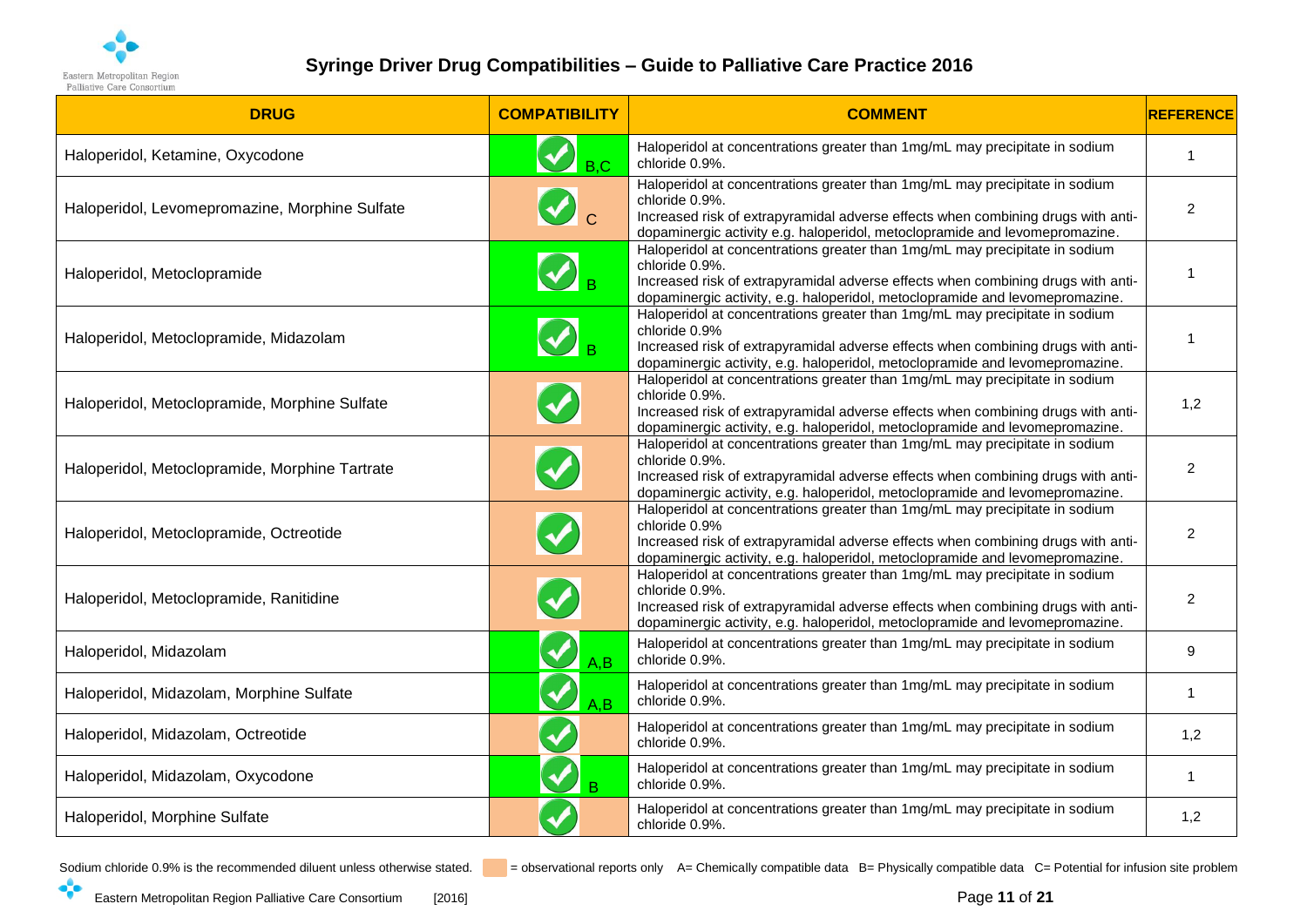# Syringe Driver Drug Compatibilities – Guide to Palliative Care Practice 2016

| DRUG | COMPATIBILITY | COMMENT | REFERENCE |
|---|---|---|---|
| Haloperidol, Ketamine, Oxycodone | ✓ B,C | Haloperidol at concentrations greater than 1mg/mL may precipitate in sodium chloride 0.9%. | 1 |
| Haloperidol, Levomepromazine, Morphine Sulfate | ✓ C | Haloperidol at concentrations greater than 1mg/mL may precipitate in sodium chloride 0.9%. Increased risk of extrapyramidal adverse effects when combining drugs with anti-dopaminergic activity e.g. haloperidol, metoclopramide and levomepromazine. | 2 |
| Haloperidol, Metoclopramide | ✓ B | Haloperidol at concentrations greater than 1mg/mL may precipitate in sodium chloride 0.9%. Increased risk of extrapyramidal adverse effects when combining drugs with anti-dopaminergic activity, e.g. haloperidol, metoclopramide and levomepromazine. | 1 |
| Haloperidol, Metoclopramide, Midazolam | ✓ B | Haloperidol at concentrations greater than 1mg/mL may precipitate in sodium chloride 0.9% Increased risk of extrapyramidal adverse effects when combining drugs with anti-dopaminergic activity, e.g. haloperidol, metoclopramide and levomepromazine. | 1 |
| Haloperidol, Metoclopramide, Morphine Sulfate | ✓ | Haloperidol at concentrations greater than 1mg/mL may precipitate in sodium chloride 0.9%. Increased risk of extrapyramidal adverse effects when combining drugs with anti-dopaminergic activity, e.g. haloperidol, metoclopramide and levomepromazine. | 1,2 |
| Haloperidol, Metoclopramide, Morphine Tartrate | ✓ | Haloperidol at concentrations greater than 1mg/mL may precipitate in sodium chloride 0.9%. Increased risk of extrapyramidal adverse effects when combining drugs with anti-dopaminergic activity, e.g. haloperidol, metoclopramide and levomepromazine. | 2 |
| Haloperidol, Metoclopramide, Octreotide | ✓ | Haloperidol at concentrations greater than 1mg/mL may precipitate in sodium chloride 0.9% Increased risk of extrapyramidal adverse effects when combining drugs with anti-dopaminergic activity, e.g. haloperidol, metoclopramide and levomepromazine. | 2 |
| Haloperidol, Metoclopramide, Ranitidine | ✓ | Haloperidol at concentrations greater than 1mg/mL may precipitate in sodium chloride 0.9%. Increased risk of extrapyramidal adverse effects when combining drugs with anti-dopaminergic activity, e.g. haloperidol, metoclopramide and levomepromazine. | 2 |
| Haloperidol, Midazolam | ✓ A,B | Haloperidol at concentrations greater than 1mg/mL may precipitate in sodium chloride 0.9%. | 9 |
| Haloperidol, Midazolam, Morphine Sulfate | ✓ A,B | Haloperidol at concentrations greater than 1mg/mL may precipitate in sodium chloride 0.9%. | 1 |
| Haloperidol, Midazolam, Octreotide | ✓ | Haloperidol at concentrations greater than 1mg/mL may precipitate in sodium chloride 0.9%. | 1,2 |
| Haloperidol, Midazolam, Oxycodone | ✓ B | Haloperidol at concentrations greater than 1mg/mL may precipitate in sodium chloride 0.9%. | 1 |
| Haloperidol, Morphine Sulfate | ✓ | Haloperidol at concentrations greater than 1mg/mL may precipitate in sodium chloride 0.9%. | 1,2 |

Sodium chloride 0.9% is the recommended diluent unless otherwise stated. (shaded) = observational reports only A= Chemically compatible data B= Physically compatible data C= Potential for infusion site problem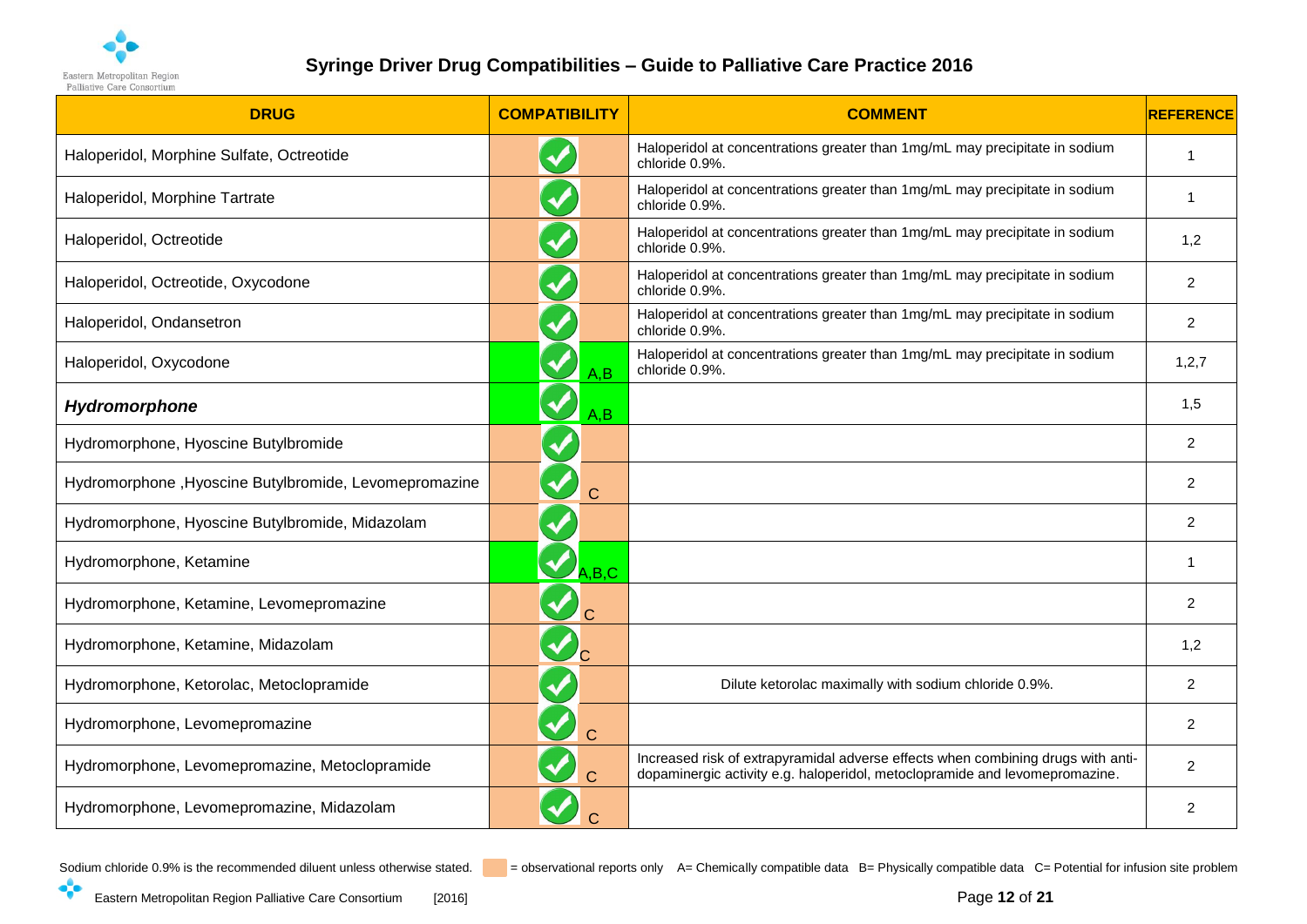# Syringe Driver Drug Compatibilities – Guide to Palliative Care Practice 2016

| DRUG | COMPATIBILITY | COMMENT | REFERENCE |
|---|---|---|---|
| Haloperidol, Morphine Sulfate, Octreotide | ✓ | Haloperidol at concentrations greater than 1mg/mL may precipitate in sodium chloride 0.9%. | 1 |
| Haloperidol, Morphine Tartrate | ✓ | Haloperidol at concentrations greater than 1mg/mL may precipitate in sodium chloride 0.9%. | 1 |
| Haloperidol, Octreotide | ✓ | Haloperidol at concentrations greater than 1mg/mL may precipitate in sodium chloride 0.9%. | 1,2 |
| Haloperidol, Octreotide, Oxycodone | ✓ | Haloperidol at concentrations greater than 1mg/mL may precipitate in sodium chloride 0.9%. | 2 |
| Haloperidol, Ondansetron | ✓ | Haloperidol at concentrations greater than 1mg/mL may precipitate in sodium chloride 0.9%. | 2 |
| Haloperidol, Oxycodone | ✓ A,B | Haloperidol at concentrations greater than 1mg/mL may precipitate in sodium chloride 0.9%. | 1,2,7 |
| ***Hydromorphone*** | ✓ A,B | | 1,5 |
| Hydromorphone, Hyoscine Butylbromide | ✓ | | 2 |
| Hydromorphone ,Hyoscine Butylbromide, Levomepromazine | ✓ C | | 2 |
| Hydromorphone, Hyoscine Butylbromide, Midazolam | ✓ | | 2 |
| Hydromorphone, Ketamine | ✓ A,B,C | | 1 |
| Hydromorphone, Ketamine, Levomepromazine | ✓ C | | 2 |
| Hydromorphone, Ketamine, Midazolam | ✓ C | | 1,2 |
| Hydromorphone, Ketorolac, Metoclopramide | ✓ | Dilute ketorolac maximally with sodium chloride 0.9%. | 2 |
| Hydromorphone, Levomepromazine | ✓ C | | 2 |
| Hydromorphone, Levomepromazine, Metoclopramide | ✓ C | Increased risk of extrapyramidal adverse effects when combining drugs with anti-dopaminergic activity e.g. haloperidol, metoclopramide and levomepromazine. | 2 |
| Hydromorphone, Levomepromazine, Midazolam | ✓ C | | 2 |

Sodium chloride 0.9% is the recommended diluent unless otherwise stated. (shaded) = observational reports only A= Chemically compatible data B= Physically compatible data C= Potential for infusion site problem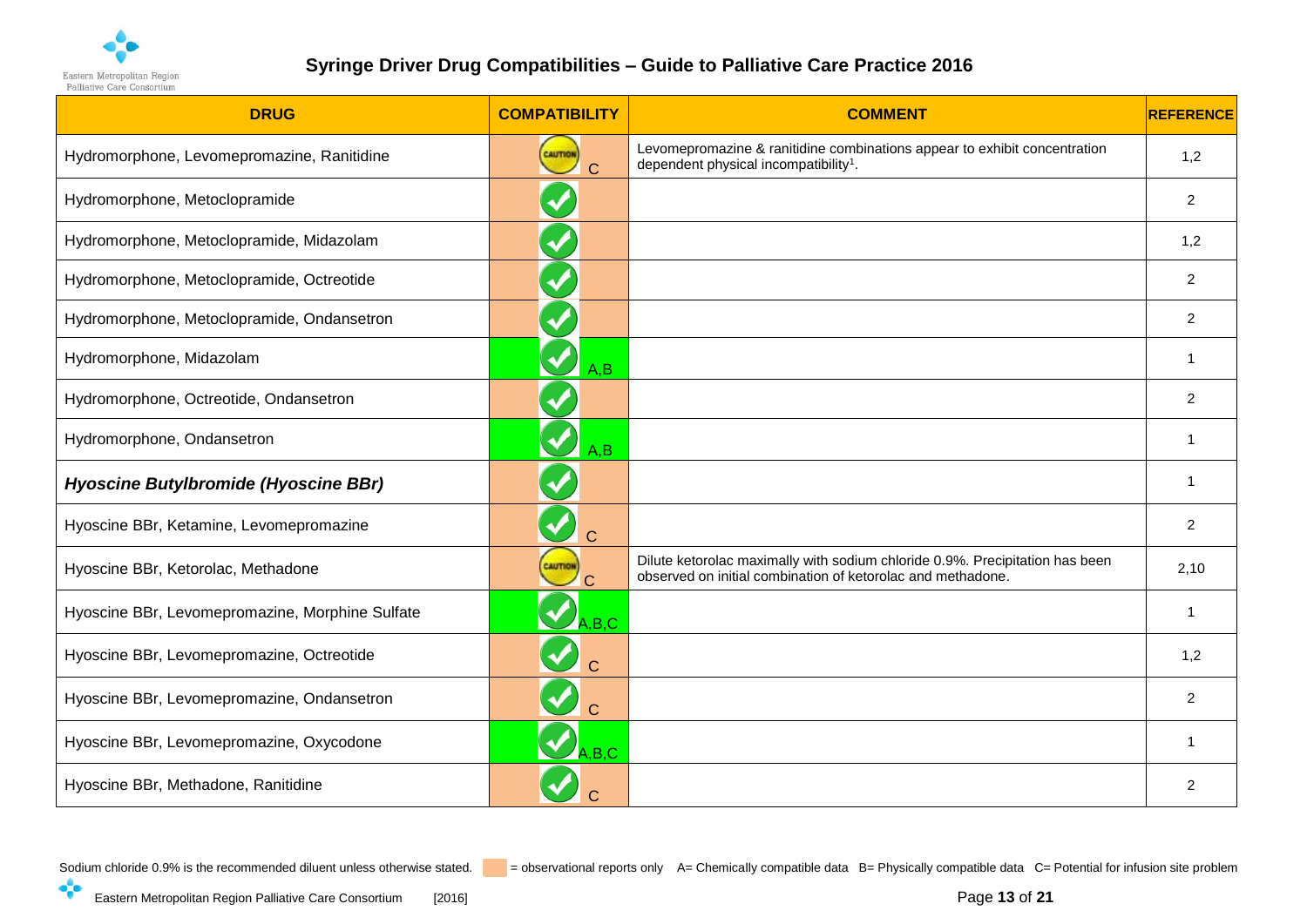# Syringe Driver Drug Compatibilities – Guide to Palliative Care Practice 2016

| DRUG | COMPATIBILITY | COMMENT | REFERENCE |
|---|---|---|---|
| Hydromorphone, Levomepromazine, Ranitidine | CAUTION C | Levomepromazine & ranitidine combinations appear to exhibit concentration dependent physical incompatibility[1]. | 1,2 |
| Hydromorphone, Metoclopramide | ✓ | | 2 |
| Hydromorphone, Metoclopramide, Midazolam | ✓ | | 1,2 |
| Hydromorphone, Metoclopramide, Octreotide | ✓ | | 2 |
| Hydromorphone, Metoclopramide, Ondansetron | ✓ | | 2 |
| Hydromorphone, Midazolam | ✓ A,B | | 1 |
| Hydromorphone, Octreotide, Ondansetron | ✓ | | 2 |
| Hydromorphone, Ondansetron | ✓ A,B | | 1 |
| ***Hyoscine Butylbromide (Hyoscine BBr)*** | ✓ | | 1 |
| Hyoscine BBr, Ketamine, Levomepromazine | ✓ C | | 2 |
| Hyoscine BBr, Ketorolac, Methadone | CAUTION C | Dilute ketorolac maximally with sodium chloride 0.9%. Precipitation has been observed on initial combination of ketorolac and methadone. | 2,10 |
| Hyoscine BBr, Levomepromazine, Morphine Sulfate | ✓ A,B,C | | 1 |
| Hyoscine BBr, Levomepromazine, Octreotide | ✓ C | | 1,2 |
| Hyoscine BBr, Levomepromazine, Ondansetron | ✓ C | | 2 |
| Hyoscine BBr, Levomepromazine, Oxycodone | ✓ A,B,C | | 1 |
| Hyoscine BBr, Methadone, Ranitidine | ✓ C | | 2 |

Sodium chloride 0.9% is the recommended diluent unless otherwise stated. (Orange shading) = observational reports only  A= Chemically compatible data  B= Physically compatible data  C= Potential for infusion site problem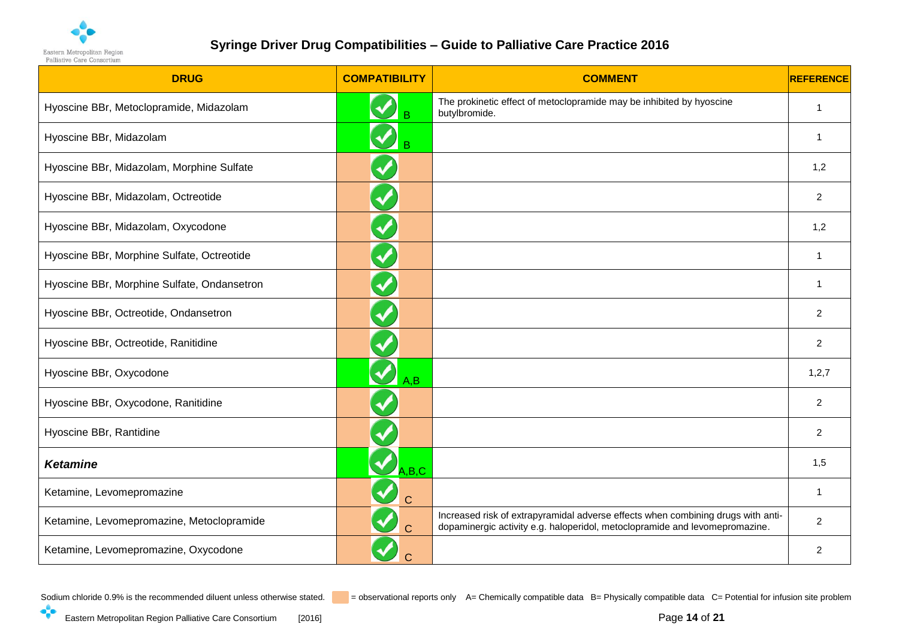# Syringe Driver Drug Compatibilities – Guide to Palliative Care Practice 2016

| DRUG | COMPATIBILITY | COMMENT | REFERENCE |
|---|---|---|---|
| Hyoscine BBr, Metoclopramide, Midazolam | ✓ B | The prokinetic effect of metoclopramide may be inhibited by hyoscine butylbromide. | 1 |
| Hyoscine BBr, Midazolam | ✓ B | | 1 |
| Hyoscine BBr, Midazolam, Morphine Sulfate | ✓ | | 1,2 |
| Hyoscine BBr, Midazolam, Octreotide | ✓ | | 2 |
| Hyoscine BBr, Midazolam, Oxycodone | ✓ | | 1,2 |
| Hyoscine BBr, Morphine Sulfate, Octreotide | ✓ | | 1 |
| Hyoscine BBr, Morphine Sulfate, Ondansetron | ✓ | | 1 |
| Hyoscine BBr, Octreotide, Ondansetron | ✓ | | 2 |
| Hyoscine BBr, Octreotide, Ranitidine | ✓ | | 2 |
| Hyoscine BBr, Oxycodone | ✓ A,B | | 1,2,7 |
| Hyoscine BBr, Oxycodone, Ranitidine | ✓ | | 2 |
| Hyoscine BBr, Rantidine | ✓ | | 2 |
| ***Ketamine*** | ✓ A,B,C | | 1,5 |
| Ketamine, Levomepromazine | ✓ C | | 1 |
| Ketamine, Levomepromazine, Metoclopramide | ✓ C | Increased risk of extrapyramidal adverse effects when combining drugs with anti-dopaminergic activity e.g. haloperidol, metoclopramide and levomepromazine. | 2 |
| Ketamine, Levomepromazine, Oxycodone | ✓ C | | 2 |

Sodium chloride 0.9% is the recommended diluent unless otherwise stated. [orange] = observational reports only A= Chemically compatible data B= Physically compatible data C= Potential for infusion site problem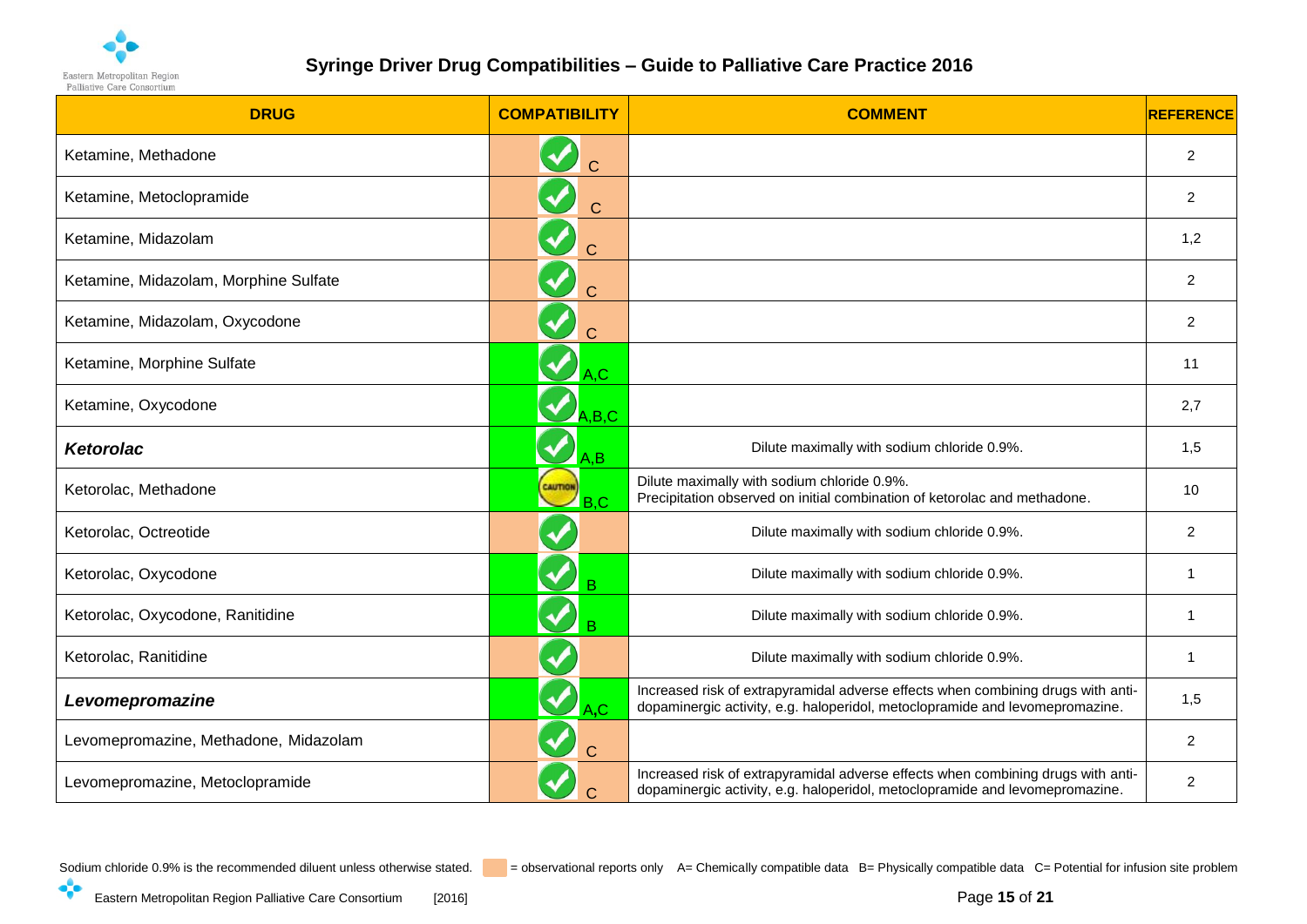# Syringe Driver Drug Compatibilities – Guide to Palliative Care Practice 2016

| DRUG | COMPATIBILITY | COMMENT | REFERENCE |
|---|---|---|---|
| Ketamine, Methadone | ✓ C | | 2 |
| Ketamine, Metoclopramide | ✓ C | | 2 |
| Ketamine, Midazolam | ✓ C | | 1,2 |
| Ketamine, Midazolam, Morphine Sulfate | ✓ C | | 2 |
| Ketamine, Midazolam, Oxycodone | ✓ C | | 2 |
| Ketamine, Morphine Sulfate | ✓ A,C | | 11 |
| Ketamine, Oxycodone | ✓ A,B,C | | 2,7 |
| ***Ketorolac*** | ✓ A,B | Dilute maximally with sodium chloride 0.9%. | 1,5 |
| Ketorolac, Methadone | CAUTION B,C | Dilute maximally with sodium chloride 0.9%. Precipitation observed on initial combination of ketorolac and methadone. | 10 |
| Ketorolac, Octreotide | ✓ | Dilute maximally with sodium chloride 0.9%. | 2 |
| Ketorolac, Oxycodone | ✓ B | Dilute maximally with sodium chloride 0.9%. | 1 |
| Ketorolac, Oxycodone, Ranitidine | ✓ B | Dilute maximally with sodium chloride 0.9%. | 1 |
| Ketorolac, Ranitidine | ✓ | Dilute maximally with sodium chloride 0.9%. | 1 |
| ***Levomepromazine*** | ✓ A,C | Increased risk of extrapyramidal adverse effects when combining drugs with anti-dopaminergic activity, e.g. haloperidol, metoclopramide and levomepromazine. | 1,5 |
| Levomepromazine, Methadone, Midazolam | ✓ C | | 2 |
| Levomepromazine, Metoclopramide | ✓ C | Increased risk of extrapyramidal adverse effects when combining drugs with anti-dopaminergic activity, e.g. haloperidol, metoclopramide and levomepromazine. | 2 |

Sodium chloride 0.9% is the recommended diluent unless otherwise stated. [orange shading] = observational reports only A= Chemically compatible data B= Physically compatible data C= Potential for infusion site problem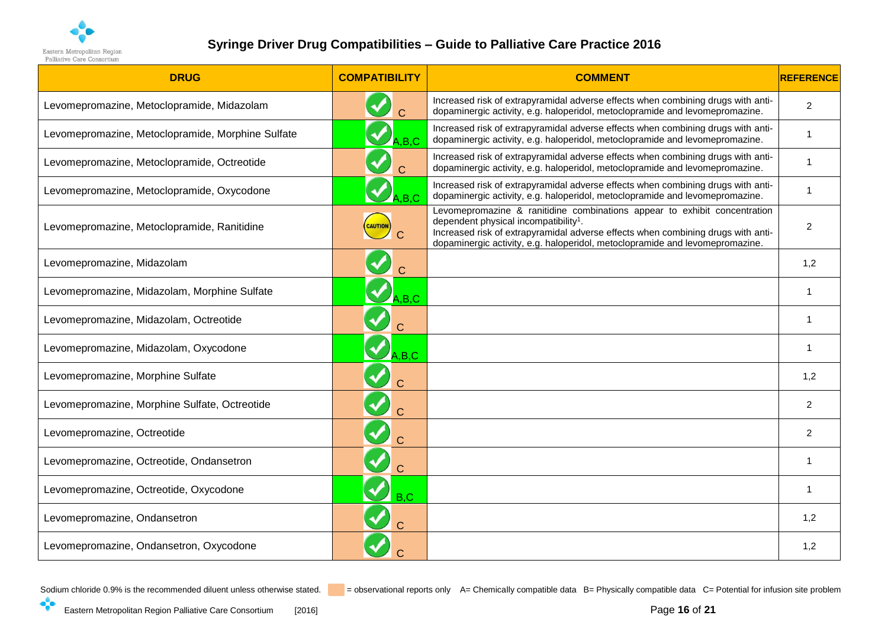# Syringe Driver Drug Compatibilities – Guide to Palliative Care Practice 2016

| DRUG | COMPATIBILITY | COMMENT | REFERENCE |
|---|---|---|---|
| Levomepromazine, Metoclopramide, Midazolam | ✓ C | Increased risk of extrapyramidal adverse effects when combining drugs with anti-dopaminergic activity, e.g. haloperidol, metoclopramide and levomepromazine. | 2 |
| Levomepromazine, Metoclopramide, Morphine Sulfate | ✓ A,B,C | Increased risk of extrapyramidal adverse effects when combining drugs with anti-dopaminergic activity, e.g. haloperidol, metoclopramide and levomepromazine. | 1 |
| Levomepromazine, Metoclopramide, Octreotide | ✓ C | Increased risk of extrapyramidal adverse effects when combining drugs with anti-dopaminergic activity, e.g. haloperidol, metoclopramide and levomepromazine. | 1 |
| Levomepromazine, Metoclopramide, Oxycodone | ✓ A,B,C | Increased risk of extrapyramidal adverse effects when combining drugs with anti-dopaminergic activity, e.g. haloperidol, metoclopramide and levomepromazine. | 1 |
| Levomepromazine, Metoclopramide, Ranitidine | CAUTION C | Levomepromazine & ranitidine combinations appear to exhibit concentration dependent physical incompatibility[1]. Increased risk of extrapyramidal adverse effects when combining drugs with anti-dopaminergic activity, e.g. haloperidol, metoclopramide and levomepromazine. | 2 |
| Levomepromazine, Midazolam | ✓ C | | 1,2 |
| Levomepromazine, Midazolam, Morphine Sulfate | ✓ A,B,C | | 1 |
| Levomepromazine, Midazolam, Octreotide | ✓ C | | 1 |
| Levomepromazine, Midazolam, Oxycodone | ✓ A,B,C | | 1 |
| Levomepromazine, Morphine Sulfate | ✓ C | | 1,2 |
| Levomepromazine, Morphine Sulfate, Octreotide | ✓ C | | 2 |
| Levomepromazine, Octreotide | ✓ C | | 2 |
| Levomepromazine, Octreotide, Ondansetron | ✓ C | | 1 |
| Levomepromazine, Octreotide, Oxycodone | ✓ B,C | | 1 |
| Levomepromazine, Ondansetron | ✓ C | | 1,2 |
| Levomepromazine, Ondansetron, Oxycodone | ✓ C | | 1,2 |

Sodium chloride 0.9% is the recommended diluent unless otherwise stated. (Shaded) = observational reports only A= Chemically compatible data B= Physically compatible data C= Potential for infusion site problem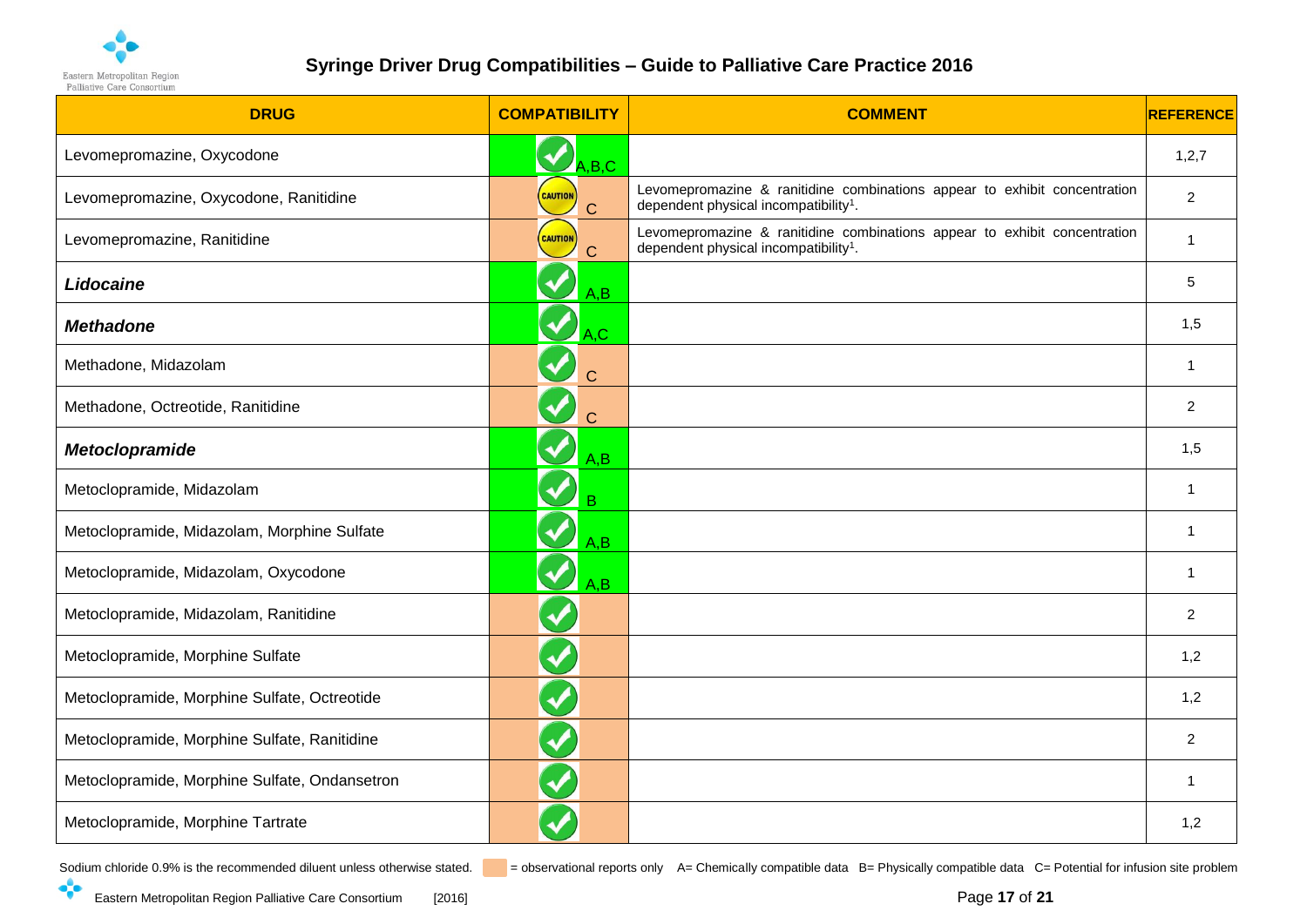# Syringe Driver Drug Compatibilities – Guide to Palliative Care Practice 2016

| DRUG | COMPATIBILITY | COMMENT | REFERENCE |
|---|---|---|---|
| Levomepromazine, Oxycodone | ✓ A,B,C | | 1,2,7 |
| Levomepromazine, Oxycodone, Ranitidine | CAUTION C | Levomepromazine & ranitidine combinations appear to exhibit concentration dependent physical incompatibility[1]. | 2 |
| Levomepromazine, Ranitidine | CAUTION C | Levomepromazine & ranitidine combinations appear to exhibit concentration dependent physical incompatibility[1]. | 1 |
| ***Lidocaine*** | ✓ A,B | | 5 |
| ***Methadone*** | ✓ A,C | | 1,5 |
| Methadone, Midazolam | ✓ C | | 1 |
| Methadone, Octreotide, Ranitidine | ✓ C | | 2 |
| ***Metoclopramide*** | ✓ A,B | | 1,5 |
| Metoclopramide, Midazolam | ✓ B | | 1 |
| Metoclopramide, Midazolam, Morphine Sulfate | ✓ A,B | | 1 |
| Metoclopramide, Midazolam, Oxycodone | ✓ A,B | | 1 |
| Metoclopramide, Midazolam, Ranitidine | ✓ | | 2 |
| Metoclopramide, Morphine Sulfate | ✓ | | 1,2 |
| Metoclopramide, Morphine Sulfate, Octreotide | ✓ | | 1,2 |
| Metoclopramide, Morphine Sulfate, Ranitidine | ✓ | | 2 |
| Metoclopramide, Morphine Sulfate, Ondansetron | ✓ | | 1 |
| Metoclopramide, Morphine Tartrate | ✓ | | 1,2 |

Sodium chloride 0.9% is the recommended diluent unless otherwise stated. (shaded) = observational reports only A= Chemically compatible data B= Physically compatible data C= Potential for infusion site problem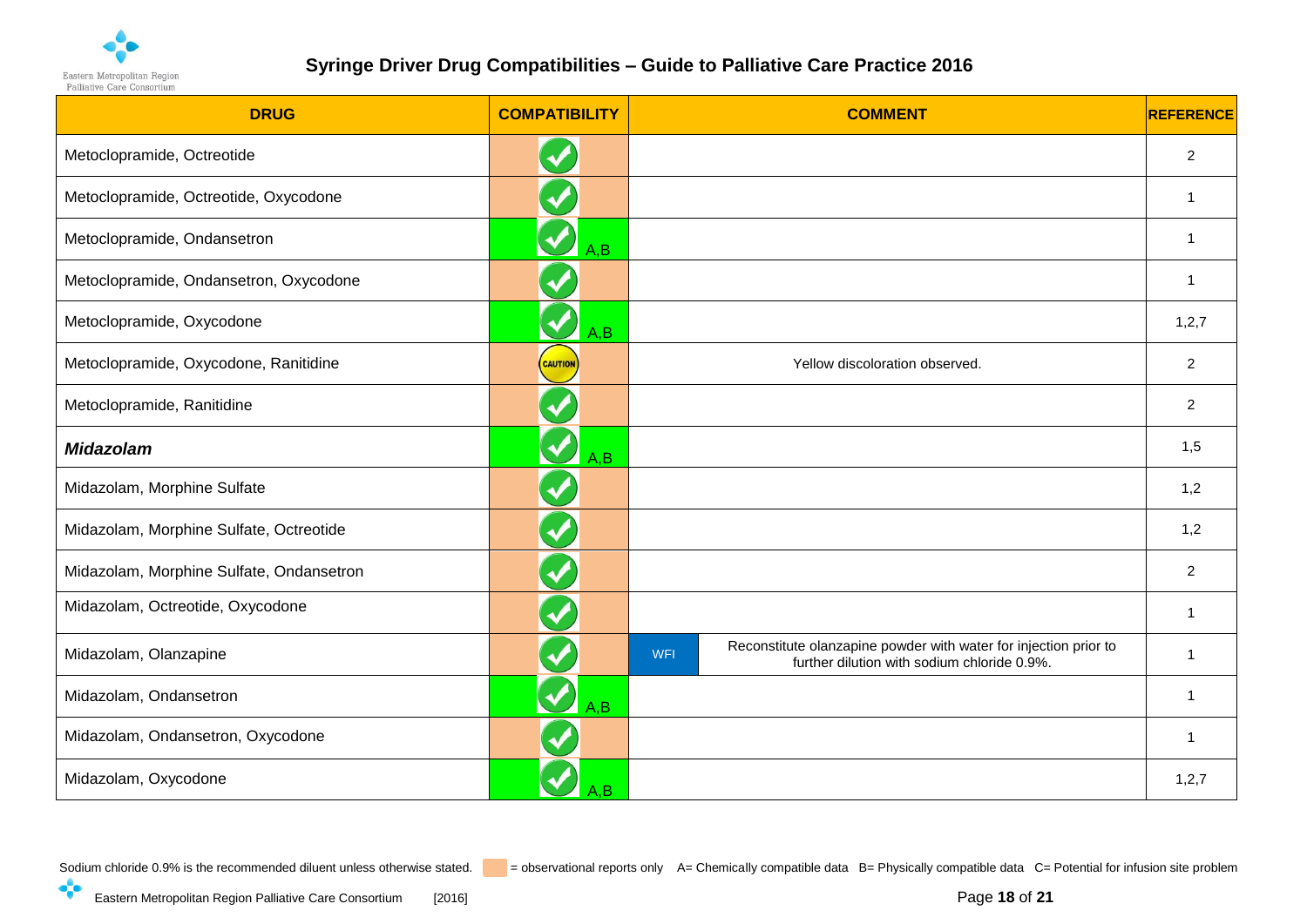# Syringe Driver Drug Compatibilities – Guide to Palliative Care Practice 2016

| DRUG | COMPATIBILITY | COMMENT | REFERENCE |
|---|---|---|---|
| Metoclopramide, Octreotide | ✓ | | 2 |
| Metoclopramide, Octreotide, Oxycodone | ✓ | | 1 |
| Metoclopramide, Ondansetron | ✓ A,B | | 1 |
| Metoclopramide, Ondansetron, Oxycodone | ✓ | | 1 |
| Metoclopramide, Oxycodone | ✓ A,B | | 1,2,7 |
| Metoclopramide, Oxycodone, Ranitidine | CAUTION | Yellow discoloration observed. | 2 |
| Metoclopramide, Ranitidine | ✓ | | 2 |
| ***Midazolam*** | ✓ A,B | | 1,5 |
| Midazolam, Morphine Sulfate | ✓ | | 1,2 |
| Midazolam, Morphine Sulfate, Octreotide | ✓ | | 1,2 |
| Midazolam, Morphine Sulfate, Ondansetron | ✓ | | 2 |
| Midazolam, Octreotide, Oxycodone | ✓ | | 1 |
| Midazolam, Olanzapine | ✓ | WFI — Reconstitute olanzapine powder with water for injection prior to further dilution with sodium chloride 0.9%. | 1 |
| Midazolam, Ondansetron | ✓ A,B | | 1 |
| Midazolam, Ondansetron, Oxycodone | ✓ | | 1 |
| Midazolam, Oxycodone | ✓ A,B | | 1,2,7 |

Sodium chloride 0.9% is the recommended diluent unless otherwise stated. [orange] = observational reports only A= Chemically compatible data B= Physically compatible data C= Potential for infusion site problem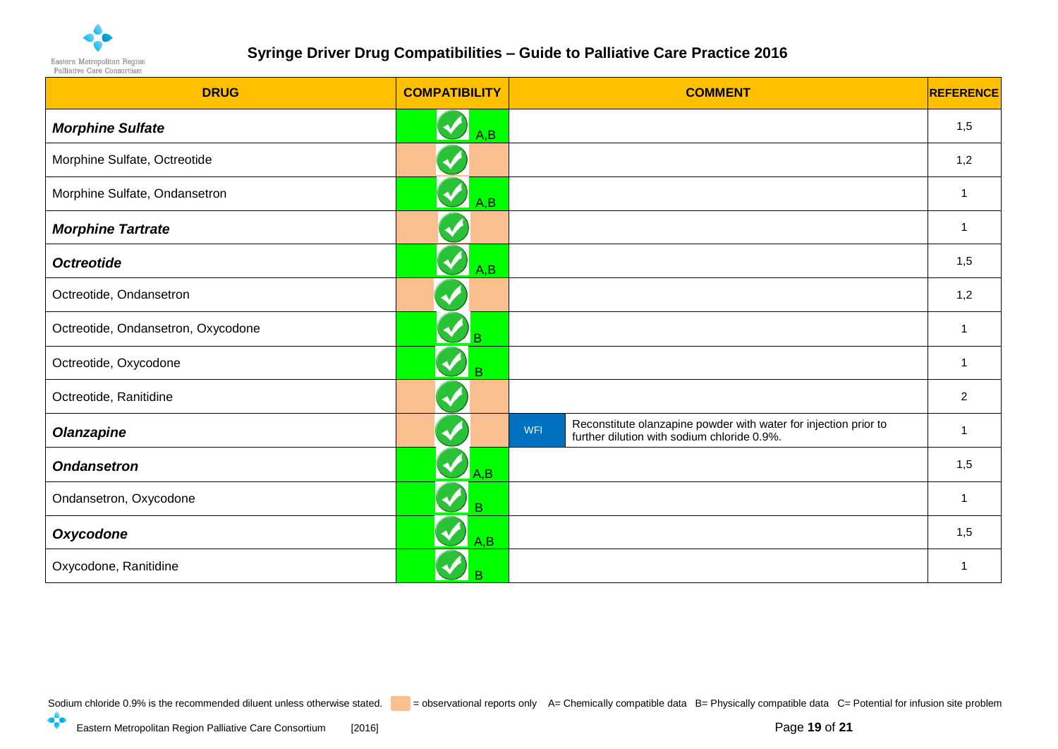# Syringe Driver Drug Compatibilities – Guide to Palliative Care Practice 2016

| DRUG | COMPATIBILITY | COMMENT | REFERENCE |
|---|---|---|---|
| ***Morphine Sulfate*** | ✓ A,B | | 1,5 |
| Morphine Sulfate, Octreotide | ✓ (observational reports only) | | 1,2 |
| Morphine Sulfate, Ondansetron | ✓ A,B | | 1 |
| ***Morphine Tartrate*** | ✓ (observational reports only) | | 1 |
| ***Octreotide*** | ✓ A,B | | 1,5 |
| Octreotide, Ondansetron | ✓ (observational reports only) | | 1,2 |
| Octreotide, Ondansetron, Oxycodone | ✓ B | | 1 |
| Octreotide, Oxycodone | ✓ B | | 1 |
| Octreotide, Ranitidine | ✓ (observational reports only) | | 2 |
| ***Olanzapine*** | ✓ (observational reports only) | WFI — Reconstitute olanzapine powder with water for injection prior to further dilution with sodium chloride 0.9%. | 1 |
| ***Ondansetron*** | ✓ A,B | | 1,5 |
| Ondansetron, Oxycodone | ✓ B | | 1 |
| ***Oxycodone*** | ✓ A,B | | 1,5 |
| Oxycodone, Ranitidine | ✓ B | | 1 |

Sodium chloride 0.9% is the recommended diluent unless otherwise stated. [orange] = observational reports only A= Chemically compatible data B= Physically compatible data C= Potential for infusion site problem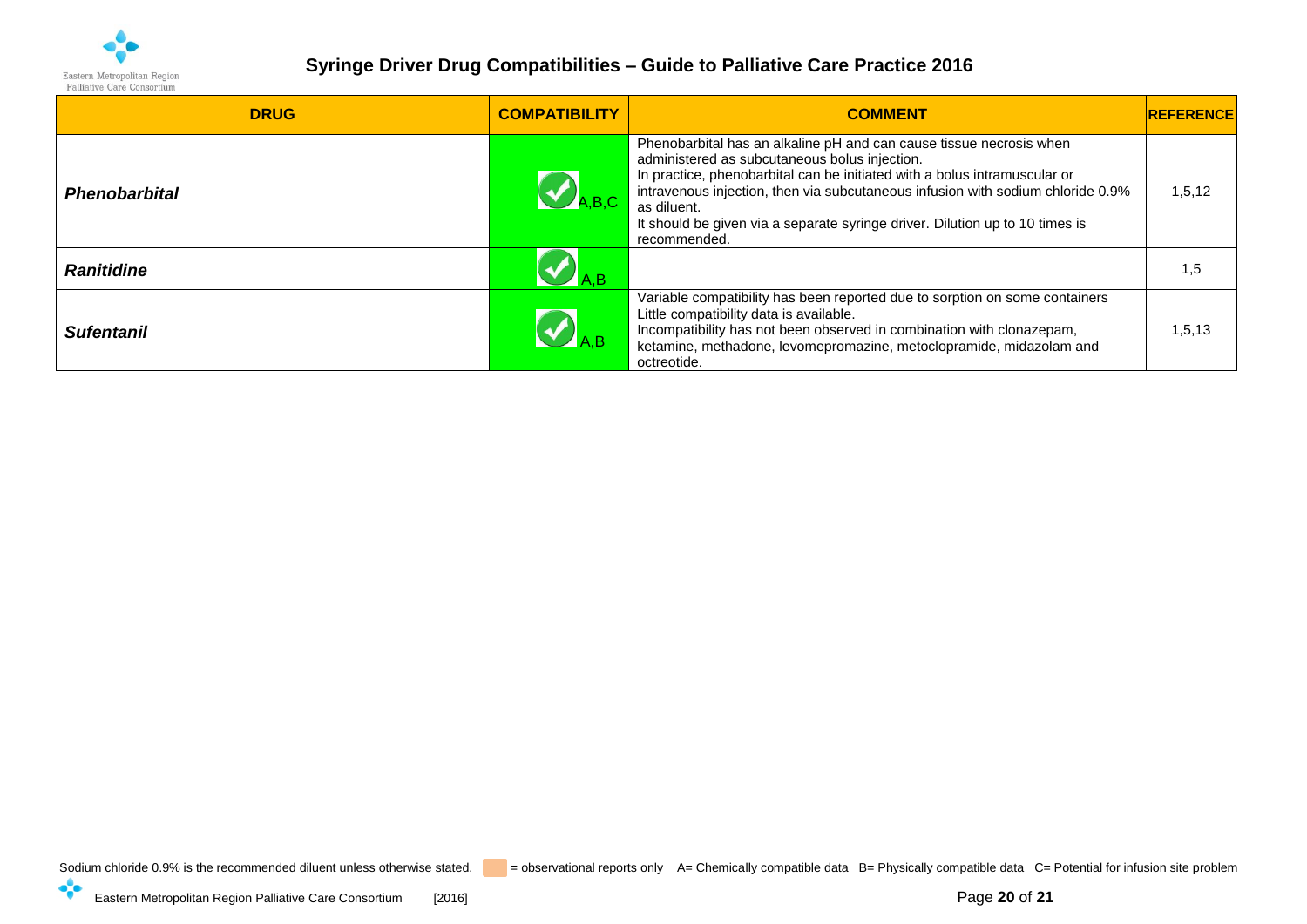# Syringe Driver Drug Compatibilities – Guide to Palliative Care Practice 2016

| DRUG | COMPATIBILITY | COMMENT | REFERENCE |
| --- | --- | --- | --- |
| ***Phenobarbital*** | ✔ A,B,C | Phenobarbital has an alkaline pH and can cause tissue necrosis when administered as subcutaneous bolus injection. In practice, phenobarbital can be initiated with a bolus intramuscular or intravenous injection, then via subcutaneous infusion with sodium chloride 0.9% as diluent. It should be given via a separate syringe driver. Dilution up to 10 times is recommended. | 1,5,12 |
| ***Ranitidine*** | ✔ A,B | | 1,5 |
| ***Sufentanil*** | ✔ A,B | Variable compatibility has been reported due to sorption on some containers Little compatibility data is available. Incompatibility has not been observed in combination with clonazepam, ketamine, methadone, levomepromazine, metoclopramide, midazolam and octreotide. | 1,5,13 |

Sodium chloride 0.9% is the recommended diluent unless otherwise stated. [shaded] = observational reports only A= Chemically compatible data B= Physically compatible data C= Potential for infusion site problem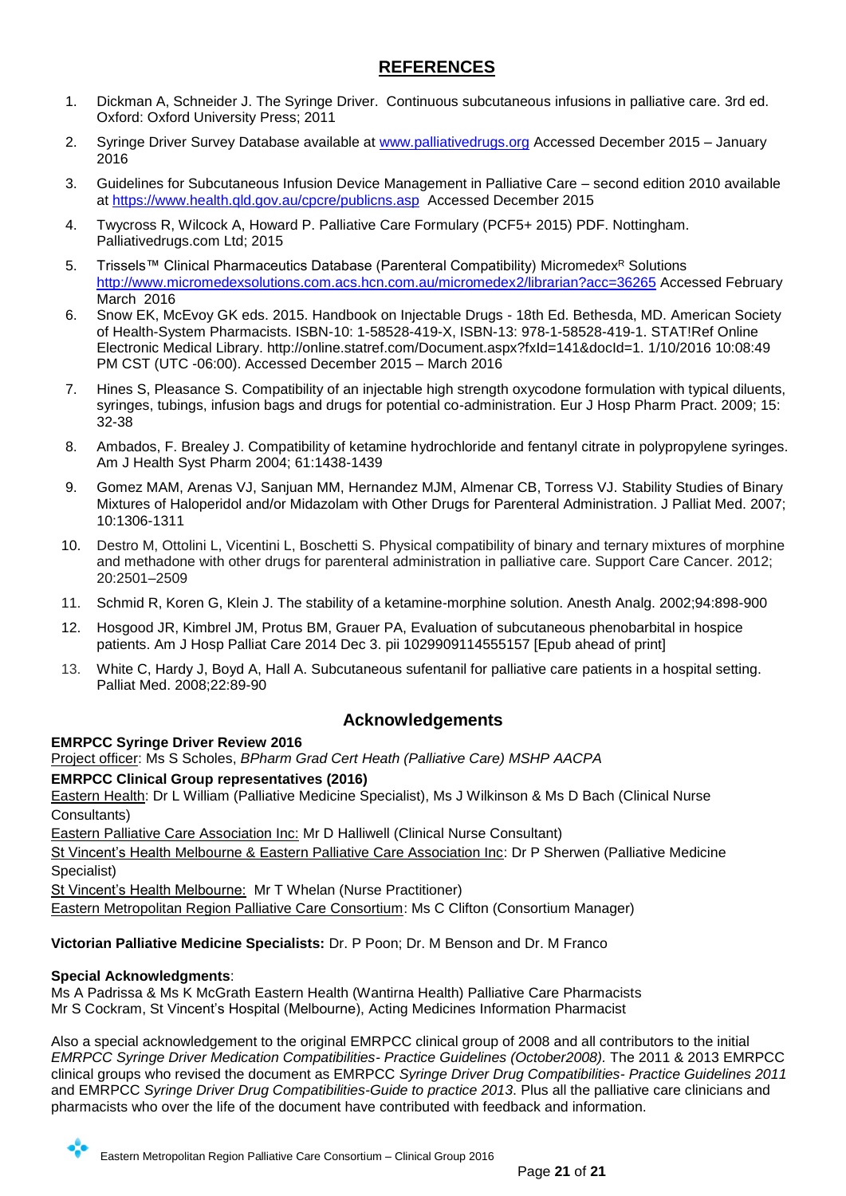## REFERENCES

1. Dickman A, Schneider J. The Syringe Driver. Continuous subcutaneous infusions in palliative care. 3rd ed. Oxford: Oxford University Press; 2011
2. Syringe Driver Survey Database available at [www.palliativedrugs.org](www.palliativedrugs.org) Accessed December 2015 – January 2016
3. Guidelines for Subcutaneous Infusion Device Management in Palliative Care – second edition 2010 available at [https://www.health.qld.gov.au/cpcre/publicns.asp](https://www.health.qld.gov.au/cpcre/publicns.asp) Accessed December 2015
4. Twycross R, Wilcock A, Howard P. Palliative Care Formulary (PCF5+ 2015) PDF. Nottingham. Palliativedrugs.com Ltd; 2015
5. Trissels™ Clinical Pharmaceutics Database (Parenteral Compatibility) Micromedex[R] Solutions [http://www.micromedexsolutions.com.acs.hcn.com.au/micromedex2/librarian?acc=36265](http://www.micromedexsolutions.com.acs.hcn.com.au/micromedex2/librarian?acc=36265) Accessed February March 2016
6. Snow EK, McEvoy GK eds. 2015. Handbook on Injectable Drugs - 18th Ed. Bethesda, MD. American Society of Health-System Pharmacists. ISBN-10: 1-58528-419-X, ISBN-13: 978-1-58528-419-1. STAT!Ref Online Electronic Medical Library. http://online.statref.com/Document.aspx?fxId=141&docId=1. 1/10/2016 10:08:49 PM CST (UTC -06:00). Accessed December 2015 – March 2016
7. Hines S, Pleasance S. Compatibility of an injectable high strength oxycodone formulation with typical diluents, syringes, tubings, infusion bags and drugs for potential co-administration. Eur J Hosp Pharm Pract. 2009; 15: 32-38
8. Ambados, F. Brealey J. Compatibility of ketamine hydrochloride and fentanyl citrate in polypropylene syringes. Am J Health Syst Pharm 2004; 61:1438-1439
9. Gomez MAM, Arenas VJ, Sanjuan MM, Hernandez MJM, Almenar CB, Torress VJ. Stability Studies of Binary Mixtures of Haloperidol and/or Midazolam with Other Drugs for Parenteral Administration. J Palliat Med. 2007; 10:1306-1311
10. Destro M, Ottolini L, Vicentini L, Boschetti S. Physical compatibility of binary and ternary mixtures of morphine and methadone with other drugs for parenteral administration in palliative care. Support Care Cancer. 2012; 20:2501–2509
11. Schmid R, Koren G, Klein J. The stability of a ketamine-morphine solution. Anesth Analg. 2002;94:898-900
12. Hosgood JR, Kimbrel JM, Protus BM, Grauer PA, Evaluation of subcutaneous phenobarbital in hospice patients. Am J Hosp Palliat Care 2014 Dec 3. pii 1029909114555157 [Epub ahead of print]
13. White C, Hardy J, Boyd A, Hall A. Subcutaneous sufentanil for palliative care patients in a hospital setting. Palliat Med. 2008;22:89-90

## Acknowledgements

**EMRPCC Syringe Driver Review 2016**

Project officer: Ms S Scholes, *BPharm Grad Cert Heath (Palliative Care) MSHP AACPA*

**EMRPCC Clinical Group representatives (2016)**

Eastern Health: Dr L William (Palliative Medicine Specialist), Ms J Wilkinson & Ms D Bach (Clinical Nurse Consultants)

Eastern Palliative Care Association Inc: Mr D Halliwell (Clinical Nurse Consultant)

St Vincent's Health Melbourne & Eastern Palliative Care Association Inc: Dr P Sherwen (Palliative Medicine Specialist)

St Vincent's Health Melbourne: Mr T Whelan (Nurse Practitioner)

Eastern Metropolitan Region Palliative Care Consortium: Ms C Clifton (Consortium Manager)

**Victorian Palliative Medicine Specialists:** Dr. P Poon; Dr. M Benson and Dr. M Franco

**Special Acknowledgments**:

Ms A Padrissa & Ms K McGrath Eastern Health (Wantirna Health) Palliative Care Pharmacists
Mr S Cockram, St Vincent's Hospital (Melbourne), Acting Medicines Information Pharmacist

Also a special acknowledgement to the original EMRPCC clinical group of 2008 and all contributors to the initial *EMRPCC Syringe Driver Medication Compatibilities- Practice Guidelines (October2008).* The 2011 & 2013 EMRPCC clinical groups who revised the document as EMRPCC *Syringe Driver Drug Compatibilities- Practice Guidelines 2011* and EMRPCC *Syringe Driver Drug Compatibilities-Guide to practice 2013*. Plus all the palliative care clinicians and pharmacists who over the life of the document have contributed with feedback and information.